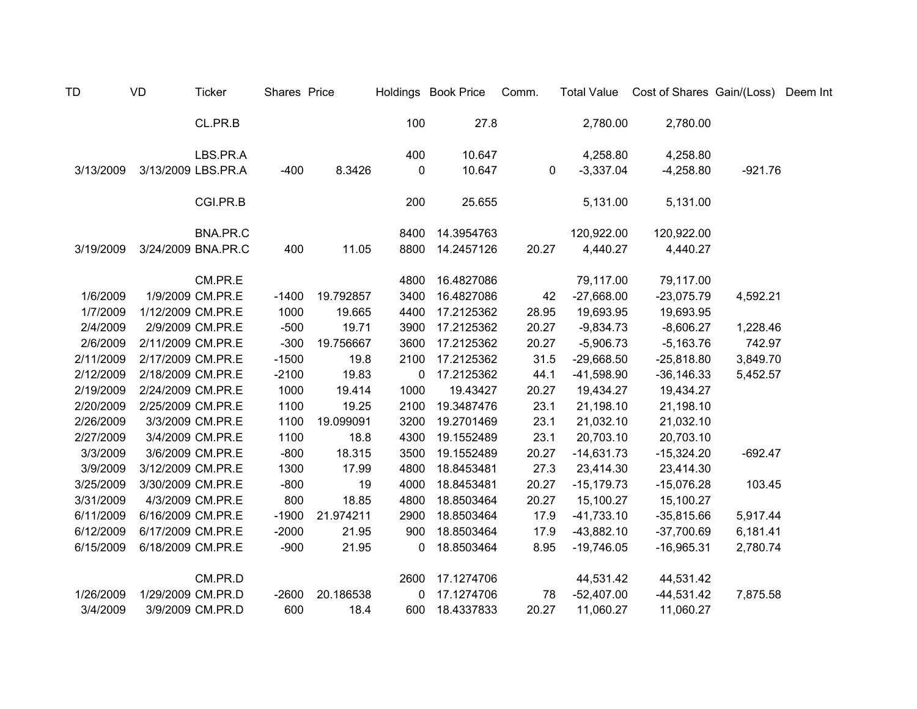| TD | VD | Ticker | Shares | Price | Holdings | Book Price | Comm. | Total Value | Cost of Shares | Gain/(Loss) | Deem Int |
|---|---|---|---|---|---|---|---|---|---|---|---|
| | | CL.PR.B | | | 100 | 27.8 | | 2,780.00 | 2,780.00 | | |
| | | | | | | | | | | | |
| | | LBS.PR.A | | | 400 | 10.647 | | 4,258.80 | 4,258.80 | | |
| 3/13/2009 | 3/13/2009 | LBS.PR.A | -400 | 8.3426 | 0 | 10.647 | 0 | -3,337.04 | -4,258.80 | -921.76 | |
| | | | | | | | | | | | |
| | | CGI.PR.B | | | 200 | 25.655 | | 5,131.00 | 5,131.00 | | |
| | | | | | | | | | | | |
| | | BNA.PR.C | | | 8400 | 14.3954763 | | 120,922.00 | 120,922.00 | | |
| 3/19/2009 | 3/24/2009 | BNA.PR.C | 400 | 11.05 | 8800 | 14.2457126 | 20.27 | 4,440.27 | 4,440.27 | | |
| | | | | | | | | | | | |
| | | CM.PR.E | | | 4800 | 16.4827086 | | 79,117.00 | 79,117.00 | | |
| 1/6/2009 | 1/9/2009 | CM.PR.E | -1400 | 19.792857 | 3400 | 16.4827086 | 42 | -27,668.00 | -23,075.79 | 4,592.21 | |
| 1/7/2009 | 1/12/2009 | CM.PR.E | 1000 | 19.665 | 4400 | 17.2125362 | 28.95 | 19,693.95 | 19,693.95 | | |
| 2/4/2009 | 2/9/2009 | CM.PR.E | -500 | 19.71 | 3900 | 17.2125362 | 20.27 | -9,834.73 | -8,606.27 | 1,228.46 | |
| 2/6/2009 | 2/11/2009 | CM.PR.E | -300 | 19.756667 | 3600 | 17.2125362 | 20.27 | -5,906.73 | -5,163.76 | 742.97 | |
| 2/11/2009 | 2/17/2009 | CM.PR.E | -1500 | 19.8 | 2100 | 17.2125362 | 31.5 | -29,668.50 | -25,818.80 | 3,849.70 | |
| 2/12/2009 | 2/18/2009 | CM.PR.E | -2100 | 19.83 | 0 | 17.2125362 | 44.1 | -41,598.90 | -36,146.33 | 5,452.57 | |
| 2/19/2009 | 2/24/2009 | CM.PR.E | 1000 | 19.414 | 1000 | 19.43427 | 20.27 | 19,434.27 | 19,434.27 | | |
| 2/20/2009 | 2/25/2009 | CM.PR.E | 1100 | 19.25 | 2100 | 19.3487476 | 23.1 | 21,198.10 | 21,198.10 | | |
| 2/26/2009 | 3/3/2009 | CM.PR.E | 1100 | 19.099091 | 3200 | 19.2701469 | 23.1 | 21,032.10 | 21,032.10 | | |
| 2/27/2009 | 3/4/2009 | CM.PR.E | 1100 | 18.8 | 4300 | 19.1552489 | 23.1 | 20,703.10 | 20,703.10 | | |
| 3/3/2009 | 3/6/2009 | CM.PR.E | -800 | 18.315 | 3500 | 19.1552489 | 20.27 | -14,631.73 | -15,324.20 | -692.47 | |
| 3/9/2009 | 3/12/2009 | CM.PR.E | 1300 | 17.99 | 4800 | 18.8453481 | 27.3 | 23,414.30 | 23,414.30 | | |
| 3/25/2009 | 3/30/2009 | CM.PR.E | -800 | 19 | 4000 | 18.8453481 | 20.27 | -15,179.73 | -15,076.28 | 103.45 | |
| 3/31/2009 | 4/3/2009 | CM.PR.E | 800 | 18.85 | 4800 | 18.8503464 | 20.27 | 15,100.27 | 15,100.27 | | |
| 6/11/2009 | 6/16/2009 | CM.PR.E | -1900 | 21.974211 | 2900 | 18.8503464 | 17.9 | -41,733.10 | -35,815.66 | 5,917.44 | |
| 6/12/2009 | 6/17/2009 | CM.PR.E | -2000 | 21.95 | 900 | 18.8503464 | 17.9 | -43,882.10 | -37,700.69 | 6,181.41 | |
| 6/15/2009 | 6/18/2009 | CM.PR.E | -900 | 21.95 | 0 | 18.8503464 | 8.95 | -19,746.05 | -16,965.31 | 2,780.74 | |
| | | | | | | | | | | | |
| | | CM.PR.D | | | 2600 | 17.1274706 | | 44,531.42 | 44,531.42 | | |
| 1/26/2009 | 1/29/2009 | CM.PR.D | -2600 | 20.186538 | 0 | 17.1274706 | 78 | -52,407.00 | -44,531.42 | 7,875.58 | |
| 3/4/2009 | 3/9/2009 | CM.PR.D | 600 | 18.4 | 600 | 18.4337833 | 20.27 | 11,060.27 | 11,060.27 | | |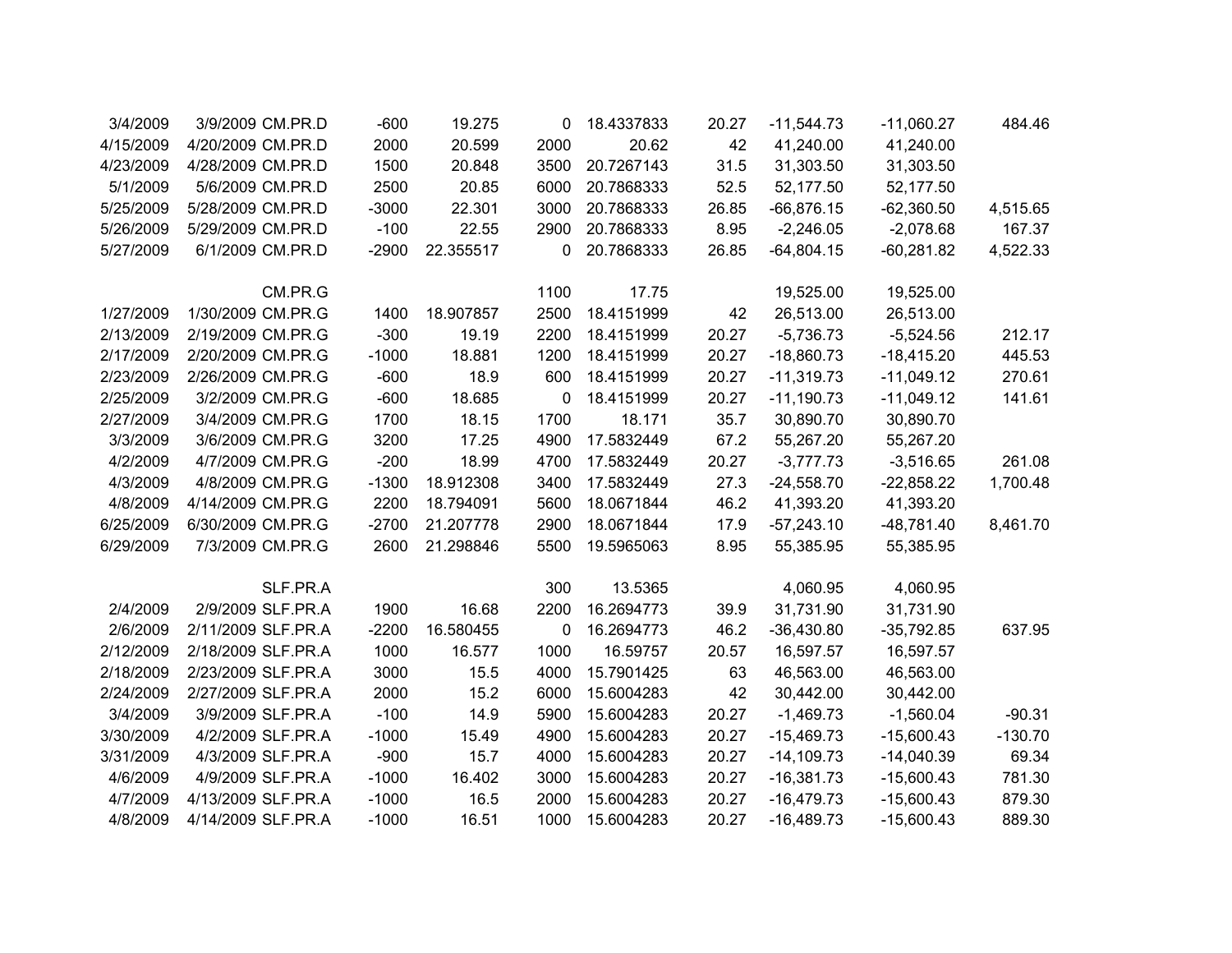| | | | | | | | | | | |
|---|---|---|---|---|---|---|---|---|---|---|
| 3/4/2009 | 3/9/2009 | CM.PR.D | -600 | 19.275 | 0 | 18.4337833 | 20.27 | -11,544.73 | -11,060.27 | 484.46 |
| 4/15/2009 | 4/20/2009 | CM.PR.D | 2000 | 20.599 | 2000 | 20.62 | 42 | 41,240.00 | 41,240.00 | |
| 4/23/2009 | 4/28/2009 | CM.PR.D | 1500 | 20.848 | 3500 | 20.7267143 | 31.5 | 31,303.50 | 31,303.50 | |
| 5/1/2009 | 5/6/2009 | CM.PR.D | 2500 | 20.85 | 6000 | 20.7868333 | 52.5 | 52,177.50 | 52,177.50 | |
| 5/25/2009 | 5/28/2009 | CM.PR.D | -3000 | 22.301 | 3000 | 20.7868333 | 26.85 | -66,876.15 | -62,360.50 | 4,515.65 |
| 5/26/2009 | 5/29/2009 | CM.PR.D | -100 | 22.55 | 2900 | 20.7868333 | 8.95 | -2,246.05 | -2,078.68 | 167.37 |
| 5/27/2009 | 6/1/2009 | CM.PR.D | -2900 | 22.355517 | 0 | 20.7868333 | 26.85 | -64,804.15 | -60,281.82 | 4,522.33 |
| | | | | | | | | | | |
| | | CM.PR.G | | | 1100 | 17.75 | | 19,525.00 | 19,525.00 | |
| 1/27/2009 | 1/30/2009 | CM.PR.G | 1400 | 18.907857 | 2500 | 18.4151999 | 42 | 26,513.00 | 26,513.00 | |
| 2/13/2009 | 2/19/2009 | CM.PR.G | -300 | 19.19 | 2200 | 18.4151999 | 20.27 | -5,736.73 | -5,524.56 | 212.17 |
| 2/17/2009 | 2/20/2009 | CM.PR.G | -1000 | 18.881 | 1200 | 18.4151999 | 20.27 | -18,860.73 | -18,415.20 | 445.53 |
| 2/23/2009 | 2/26/2009 | CM.PR.G | -600 | 18.9 | 600 | 18.4151999 | 20.27 | -11,319.73 | -11,049.12 | 270.61 |
| 2/25/2009 | 3/2/2009 | CM.PR.G | -600 | 18.685 | 0 | 18.4151999 | 20.27 | -11,190.73 | -11,049.12 | 141.61 |
| 2/27/2009 | 3/4/2009 | CM.PR.G | 1700 | 18.15 | 1700 | 18.171 | 35.7 | 30,890.70 | 30,890.70 | |
| 3/3/2009 | 3/6/2009 | CM.PR.G | 3200 | 17.25 | 4900 | 17.5832449 | 67.2 | 55,267.20 | 55,267.20 | |
| 4/2/2009 | 4/7/2009 | CM.PR.G | -200 | 18.99 | 4700 | 17.5832449 | 20.27 | -3,777.73 | -3,516.65 | 261.08 |
| 4/3/2009 | 4/8/2009 | CM.PR.G | -1300 | 18.912308 | 3400 | 17.5832449 | 27.3 | -24,558.70 | -22,858.22 | 1,700.48 |
| 4/8/2009 | 4/14/2009 | CM.PR.G | 2200 | 18.794091 | 5600 | 18.0671844 | 46.2 | 41,393.20 | 41,393.20 | |
| 6/25/2009 | 6/30/2009 | CM.PR.G | -2700 | 21.207778 | 2900 | 18.0671844 | 17.9 | -57,243.10 | -48,781.40 | 8,461.70 |
| 6/29/2009 | 7/3/2009 | CM.PR.G | 2600 | 21.298846 | 5500 | 19.5965063 | 8.95 | 55,385.95 | 55,385.95 | |
| | | | | | | | | | | |
| | | SLF.PR.A | | | 300 | 13.5365 | | 4,060.95 | 4,060.95 | |
| 2/4/2009 | 2/9/2009 | SLF.PR.A | 1900 | 16.68 | 2200 | 16.2694773 | 39.9 | 31,731.90 | 31,731.90 | |
| 2/6/2009 | 2/11/2009 | SLF.PR.A | -2200 | 16.580455 | 0 | 16.2694773 | 46.2 | -36,430.80 | -35,792.85 | 637.95 |
| 2/12/2009 | 2/18/2009 | SLF.PR.A | 1000 | 16.577 | 1000 | 16.59757 | 20.57 | 16,597.57 | 16,597.57 | |
| 2/18/2009 | 2/23/2009 | SLF.PR.A | 3000 | 15.5 | 4000 | 15.7901425 | 63 | 46,563.00 | 46,563.00 | |
| 2/24/2009 | 2/27/2009 | SLF.PR.A | 2000 | 15.2 | 6000 | 15.6004283 | 42 | 30,442.00 | 30,442.00 | |
| 3/4/2009 | 3/9/2009 | SLF.PR.A | -100 | 14.9 | 5900 | 15.6004283 | 20.27 | -1,469.73 | -1,560.04 | -90.31 |
| 3/30/2009 | 4/2/2009 | SLF.PR.A | -1000 | 15.49 | 4900 | 15.6004283 | 20.27 | -15,469.73 | -15,600.43 | -130.70 |
| 3/31/2009 | 4/3/2009 | SLF.PR.A | -900 | 15.7 | 4000 | 15.6004283 | 20.27 | -14,109.73 | -14,040.39 | 69.34 |
| 4/6/2009 | 4/9/2009 | SLF.PR.A | -1000 | 16.402 | 3000 | 15.6004283 | 20.27 | -16,381.73 | -15,600.43 | 781.30 |
| 4/7/2009 | 4/13/2009 | SLF.PR.A | -1000 | 16.5 | 2000 | 15.6004283 | 20.27 | -16,479.73 | -15,600.43 | 879.30 |
| 4/8/2009 | 4/14/2009 | SLF.PR.A | -1000 | 16.51 | 1000 | 15.6004283 | 20.27 | -16,489.73 | -15,600.43 | 889.30 |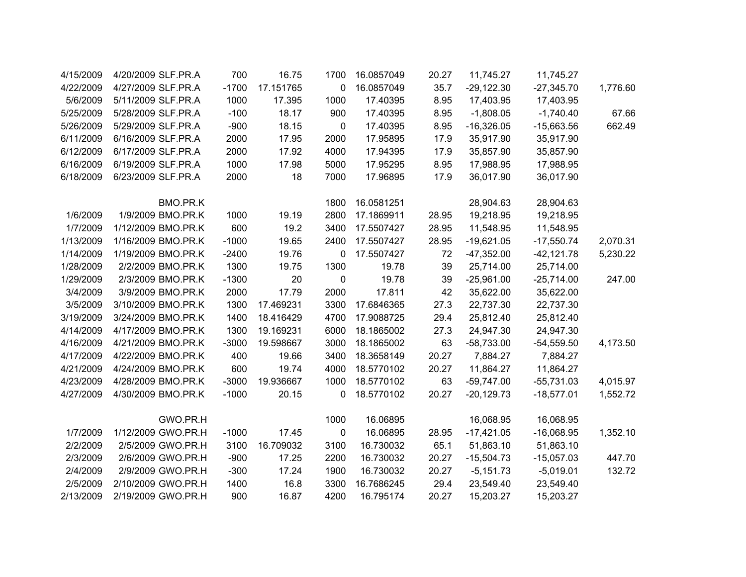| | | | | | | | | | | |
|---|---|---|---|---|---|---|---|---|---|---|
| 4/15/2009 | 4/20/2009 | SLF.PR.A | 700 | 16.75 | 1700 | 16.0857049 | 20.27 | 11,745.27 | 11,745.27 | |
| 4/22/2009 | 4/27/2009 | SLF.PR.A | -1700 | 17.151765 | 0 | 16.0857049 | 35.7 | -29,122.30 | -27,345.70 | 1,776.60 |
| 5/6/2009 | 5/11/2009 | SLF.PR.A | 1000 | 17.395 | 1000 | 17.40395 | 8.95 | 17,403.95 | 17,403.95 | |
| 5/25/2009 | 5/28/2009 | SLF.PR.A | -100 | 18.17 | 900 | 17.40395 | 8.95 | -1,808.05 | -1,740.40 | 67.66 |
| 5/26/2009 | 5/29/2009 | SLF.PR.A | -900 | 18.15 | 0 | 17.40395 | 8.95 | -16,326.05 | -15,663.56 | 662.49 |
| 6/11/2009 | 6/16/2009 | SLF.PR.A | 2000 | 17.95 | 2000 | 17.95895 | 17.9 | 35,917.90 | 35,917.90 | |
| 6/12/2009 | 6/17/2009 | SLF.PR.A | 2000 | 17.92 | 4000 | 17.94395 | 17.9 | 35,857.90 | 35,857.90 | |
| 6/16/2009 | 6/19/2009 | SLF.PR.A | 1000 | 17.98 | 5000 | 17.95295 | 8.95 | 17,988.95 | 17,988.95 | |
| 6/18/2009 | 6/23/2009 | SLF.PR.A | 2000 | 18 | 7000 | 17.96895 | 17.9 | 36,017.90 | 36,017.90 | |
| | | | | | | | | | | |
| | | BMO.PR.K | | | 1800 | 16.0581251 | | 28,904.63 | 28,904.63 | |
| 1/6/2009 | 1/9/2009 | BMO.PR.K | 1000 | 19.19 | 2800 | 17.1869911 | 28.95 | 19,218.95 | 19,218.95 | |
| 1/7/2009 | 1/12/2009 | BMO.PR.K | 600 | 19.2 | 3400 | 17.5507427 | 28.95 | 11,548.95 | 11,548.95 | |
| 1/13/2009 | 1/16/2009 | BMO.PR.K | -1000 | 19.65 | 2400 | 17.5507427 | 28.95 | -19,621.05 | -17,550.74 | 2,070.31 |
| 1/14/2009 | 1/19/2009 | BMO.PR.K | -2400 | 19.76 | 0 | 17.5507427 | 72 | -47,352.00 | -42,121.78 | 5,230.22 |
| 1/28/2009 | 2/2/2009 | BMO.PR.K | 1300 | 19.75 | 1300 | 19.78 | 39 | 25,714.00 | 25,714.00 | |
| 1/29/2009 | 2/3/2009 | BMO.PR.K | -1300 | 20 | 0 | 19.78 | 39 | -25,961.00 | -25,714.00 | 247.00 |
| 3/4/2009 | 3/9/2009 | BMO.PR.K | 2000 | 17.79 | 2000 | 17.811 | 42 | 35,622.00 | 35,622.00 | |
| 3/5/2009 | 3/10/2009 | BMO.PR.K | 1300 | 17.469231 | 3300 | 17.6846365 | 27.3 | 22,737.30 | 22,737.30 | |
| 3/19/2009 | 3/24/2009 | BMO.PR.K | 1400 | 18.416429 | 4700 | 17.9088725 | 29.4 | 25,812.40 | 25,812.40 | |
| 4/14/2009 | 4/17/2009 | BMO.PR.K | 1300 | 19.169231 | 6000 | 18.1865002 | 27.3 | 24,947.30 | 24,947.30 | |
| 4/16/2009 | 4/21/2009 | BMO.PR.K | -3000 | 19.598667 | 3000 | 18.1865002 | 63 | -58,733.00 | -54,559.50 | 4,173.50 |
| 4/17/2009 | 4/22/2009 | BMO.PR.K | 400 | 19.66 | 3400 | 18.3658149 | 20.27 | 7,884.27 | 7,884.27 | |
| 4/21/2009 | 4/24/2009 | BMO.PR.K | 600 | 19.74 | 4000 | 18.5770102 | 20.27 | 11,864.27 | 11,864.27 | |
| 4/23/2009 | 4/28/2009 | BMO.PR.K | -3000 | 19.936667 | 1000 | 18.5770102 | 63 | -59,747.00 | -55,731.03 | 4,015.97 |
| 4/27/2009 | 4/30/2009 | BMO.PR.K | -1000 | 20.15 | 0 | 18.5770102 | 20.27 | -20,129.73 | -18,577.01 | 1,552.72 |
| | | | | | | | | | | |
| | | GWO.PR.H | | | 1000 | 16.06895 | | 16,068.95 | 16,068.95 | |
| 1/7/2009 | 1/12/2009 | GWO.PR.H | -1000 | 17.45 | 0 | 16.06895 | 28.95 | -17,421.05 | -16,068.95 | 1,352.10 |
| 2/2/2009 | 2/5/2009 | GWO.PR.H | 3100 | 16.709032 | 3100 | 16.730032 | 65.1 | 51,863.10 | 51,863.10 | |
| 2/3/2009 | 2/6/2009 | GWO.PR.H | -900 | 17.25 | 2200 | 16.730032 | 20.27 | -15,504.73 | -15,057.03 | 447.70 |
| 2/4/2009 | 2/9/2009 | GWO.PR.H | -300 | 17.24 | 1900 | 16.730032 | 20.27 | -5,151.73 | -5,019.01 | 132.72 |
| 2/5/2009 | 2/10/2009 | GWO.PR.H | 1400 | 16.8 | 3300 | 16.7686245 | 29.4 | 23,549.40 | 23,549.40 | |
| 2/13/2009 | 2/19/2009 | GWO.PR.H | 900 | 16.87 | 4200 | 16.795174 | 20.27 | 15,203.27 | 15,203.27 | |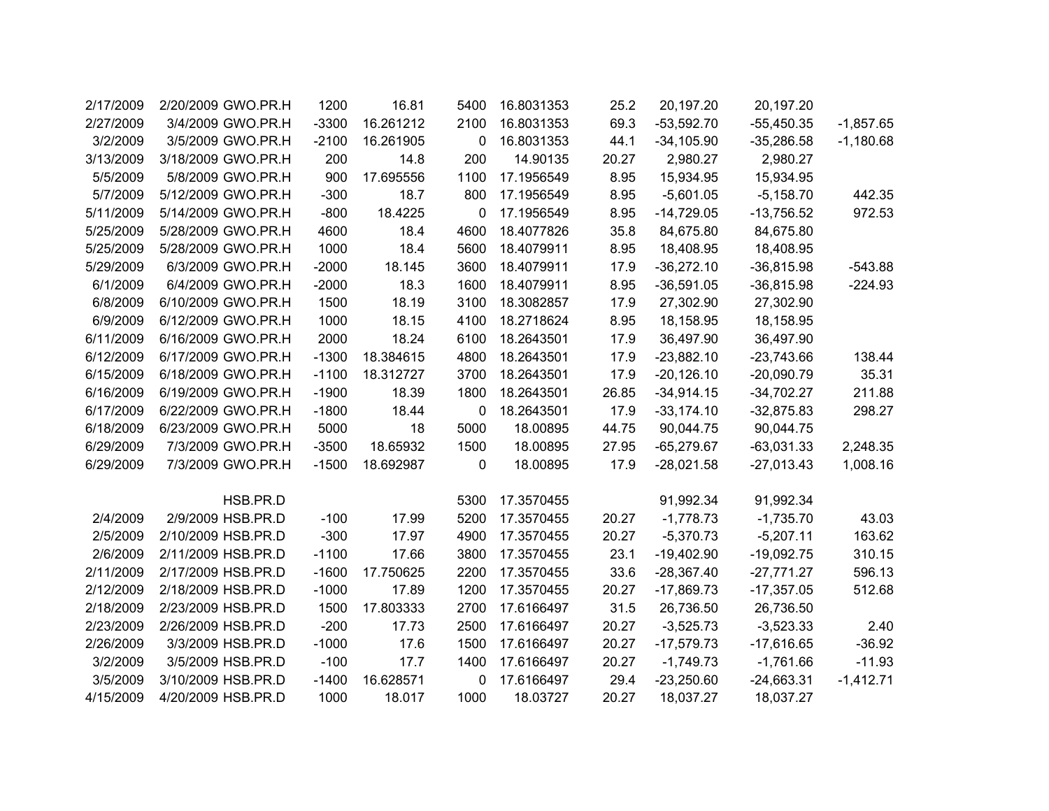| | | | | | | | | | | |
|---|---|---|---|---|---|---|---|---|---|---|
| 2/17/2009 | 2/20/2009 | GWO.PR.H | 1200 | 16.81 | 5400 | 16.8031353 | 25.2 | 20,197.20 | 20,197.20 | |
| 2/27/2009 | 3/4/2009 | GWO.PR.H | -3300 | 16.261212 | 2100 | 16.8031353 | 69.3 | -53,592.70 | -55,450.35 | -1,857.65 |
| 3/2/2009 | 3/5/2009 | GWO.PR.H | -2100 | 16.261905 | 0 | 16.8031353 | 44.1 | -34,105.90 | -35,286.58 | -1,180.68 |
| 3/13/2009 | 3/18/2009 | GWO.PR.H | 200 | 14.8 | 200 | 14.90135 | 20.27 | 2,980.27 | 2,980.27 | |
| 5/5/2009 | 5/8/2009 | GWO.PR.H | 900 | 17.695556 | 1100 | 17.1956549 | 8.95 | 15,934.95 | 15,934.95 | |
| 5/7/2009 | 5/12/2009 | GWO.PR.H | -300 | 18.7 | 800 | 17.1956549 | 8.95 | -5,601.05 | -5,158.70 | 442.35 |
| 5/11/2009 | 5/14/2009 | GWO.PR.H | -800 | 18.4225 | 0 | 17.1956549 | 8.95 | -14,729.05 | -13,756.52 | 972.53 |
| 5/25/2009 | 5/28/2009 | GWO.PR.H | 4600 | 18.4 | 4600 | 18.4077826 | 35.8 | 84,675.80 | 84,675.80 | |
| 5/25/2009 | 5/28/2009 | GWO.PR.H | 1000 | 18.4 | 5600 | 18.4079911 | 8.95 | 18,408.95 | 18,408.95 | |
| 5/29/2009 | 6/3/2009 | GWO.PR.H | -2000 | 18.145 | 3600 | 18.4079911 | 17.9 | -36,272.10 | -36,815.98 | -543.88 |
| 6/1/2009 | 6/4/2009 | GWO.PR.H | -2000 | 18.3 | 1600 | 18.4079911 | 8.95 | -36,591.05 | -36,815.98 | -224.93 |
| 6/8/2009 | 6/10/2009 | GWO.PR.H | 1500 | 18.19 | 3100 | 18.3082857 | 17.9 | 27,302.90 | 27,302.90 | |
| 6/9/2009 | 6/12/2009 | GWO.PR.H | 1000 | 18.15 | 4100 | 18.2718624 | 8.95 | 18,158.95 | 18,158.95 | |
| 6/11/2009 | 6/16/2009 | GWO.PR.H | 2000 | 18.24 | 6100 | 18.2643501 | 17.9 | 36,497.90 | 36,497.90 | |
| 6/12/2009 | 6/17/2009 | GWO.PR.H | -1300 | 18.384615 | 4800 | 18.2643501 | 17.9 | -23,882.10 | -23,743.66 | 138.44 |
| 6/15/2009 | 6/18/2009 | GWO.PR.H | -1100 | 18.312727 | 3700 | 18.2643501 | 17.9 | -20,126.10 | -20,090.79 | 35.31 |
| 6/16/2009 | 6/19/2009 | GWO.PR.H | -1900 | 18.39 | 1800 | 18.2643501 | 26.85 | -34,914.15 | -34,702.27 | 211.88 |
| 6/17/2009 | 6/22/2009 | GWO.PR.H | -1800 | 18.44 | 0 | 18.2643501 | 17.9 | -33,174.10 | -32,875.83 | 298.27 |
| 6/18/2009 | 6/23/2009 | GWO.PR.H | 5000 | 18 | 5000 | 18.00895 | 44.75 | 90,044.75 | 90,044.75 | |
| 6/29/2009 | 7/3/2009 | GWO.PR.H | -3500 | 18.65932 | 1500 | 18.00895 | 27.95 | -65,279.67 | -63,031.33 | 2,248.35 |
| 6/29/2009 | 7/3/2009 | GWO.PR.H | -1500 | 18.692987 | 0 | 18.00895 | 17.9 | -28,021.58 | -27,013.43 | 1,008.16 |
| | | | | | | | | | | |
| | | HSB.PR.D | | | 5300 | 17.3570455 | | 91,992.34 | 91,992.34 | |
| 2/4/2009 | 2/9/2009 | HSB.PR.D | -100 | 17.99 | 5200 | 17.3570455 | 20.27 | -1,778.73 | -1,735.70 | 43.03 |
| 2/5/2009 | 2/10/2009 | HSB.PR.D | -300 | 17.97 | 4900 | 17.3570455 | 20.27 | -5,370.73 | -5,207.11 | 163.62 |
| 2/6/2009 | 2/11/2009 | HSB.PR.D | -1100 | 17.66 | 3800 | 17.3570455 | 23.1 | -19,402.90 | -19,092.75 | 310.15 |
| 2/11/2009 | 2/17/2009 | HSB.PR.D | -1600 | 17.750625 | 2200 | 17.3570455 | 33.6 | -28,367.40 | -27,771.27 | 596.13 |
| 2/12/2009 | 2/18/2009 | HSB.PR.D | -1000 | 17.89 | 1200 | 17.3570455 | 20.27 | -17,869.73 | -17,357.05 | 512.68 |
| 2/18/2009 | 2/23/2009 | HSB.PR.D | 1500 | 17.803333 | 2700 | 17.6166497 | 31.5 | 26,736.50 | 26,736.50 | |
| 2/23/2009 | 2/26/2009 | HSB.PR.D | -200 | 17.73 | 2500 | 17.6166497 | 20.27 | -3,525.73 | -3,523.33 | 2.40 |
| 2/26/2009 | 3/3/2009 | HSB.PR.D | -1000 | 17.6 | 1500 | 17.6166497 | 20.27 | -17,579.73 | -17,616.65 | -36.92 |
| 3/2/2009 | 3/5/2009 | HSB.PR.D | -100 | 17.7 | 1400 | 17.6166497 | 20.27 | -1,749.73 | -1,761.66 | -11.93 |
| 3/5/2009 | 3/10/2009 | HSB.PR.D | -1400 | 16.628571 | 0 | 17.6166497 | 29.4 | -23,250.60 | -24,663.31 | -1,412.71 |
| 4/15/2009 | 4/20/2009 | HSB.PR.D | 1000 | 18.017 | 1000 | 18.03727 | 20.27 | 18,037.27 | 18,037.27 | |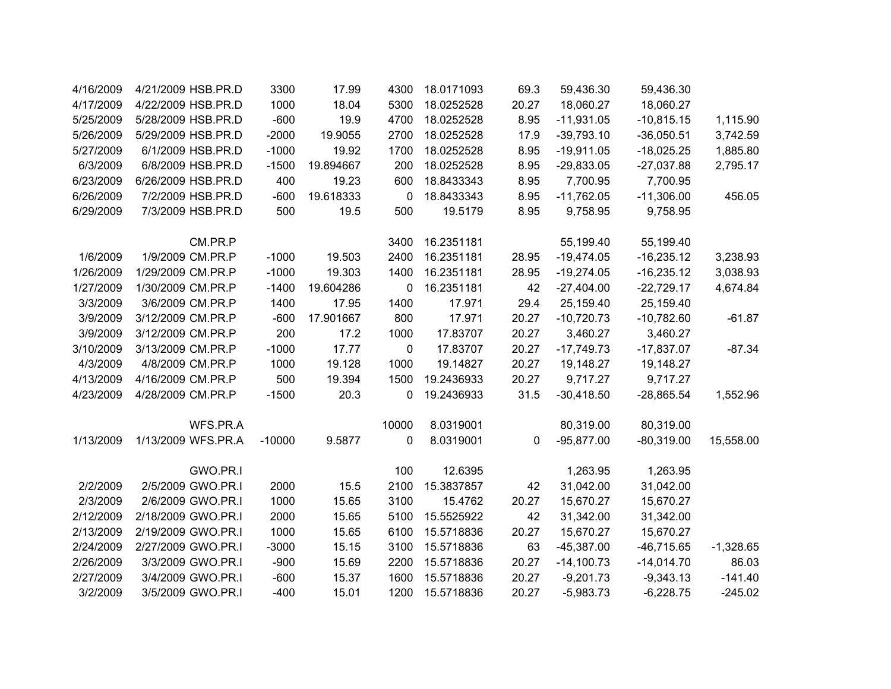| | | | | | | | | | | |
|---|---|---|---|---|---|---|---|---|---|---|
| 4/16/2009 | 4/21/2009 | HSB.PR.D | 3300 | 17.99 | 4300 | 18.0171093 | 69.3 | 59,436.30 | 59,436.30 | |
| 4/17/2009 | 4/22/2009 | HSB.PR.D | 1000 | 18.04 | 5300 | 18.0252528 | 20.27 | 18,060.27 | 18,060.27 | |
| 5/25/2009 | 5/28/2009 | HSB.PR.D | -600 | 19.9 | 4700 | 18.0252528 | 8.95 | -11,931.05 | -10,815.15 | 1,115.90 |
| 5/26/2009 | 5/29/2009 | HSB.PR.D | -2000 | 19.9055 | 2700 | 18.0252528 | 17.9 | -39,793.10 | -36,050.51 | 3,742.59 |
| 5/27/2009 | 6/1/2009 | HSB.PR.D | -1000 | 19.92 | 1700 | 18.0252528 | 8.95 | -19,911.05 | -18,025.25 | 1,885.80 |
| 6/3/2009 | 6/8/2009 | HSB.PR.D | -1500 | 19.894667 | 200 | 18.0252528 | 8.95 | -29,833.05 | -27,037.88 | 2,795.17 |
| 6/23/2009 | 6/26/2009 | HSB.PR.D | 400 | 19.23 | 600 | 18.8433343 | 8.95 | 7,700.95 | 7,700.95 | |
| 6/26/2009 | 7/2/2009 | HSB.PR.D | -600 | 19.618333 | 0 | 18.8433343 | 8.95 | -11,762.05 | -11,306.00 | 456.05 |
| 6/29/2009 | 7/3/2009 | HSB.PR.D | 500 | 19.5 | 500 | 19.5179 | 8.95 | 9,758.95 | 9,758.95 | |
| | | | | | | | | | | |
| | | CM.PR.P | | | 3400 | 16.2351181 | | 55,199.40 | 55,199.40 | |
| 1/6/2009 | 1/9/2009 | CM.PR.P | -1000 | 19.503 | 2400 | 16.2351181 | 28.95 | -19,474.05 | -16,235.12 | 3,238.93 |
| 1/26/2009 | 1/29/2009 | CM.PR.P | -1000 | 19.303 | 1400 | 16.2351181 | 28.95 | -19,274.05 | -16,235.12 | 3,038.93 |
| 1/27/2009 | 1/30/2009 | CM.PR.P | -1400 | 19.604286 | 0 | 16.2351181 | 42 | -27,404.00 | -22,729.17 | 4,674.84 |
| 3/3/2009 | 3/6/2009 | CM.PR.P | 1400 | 17.95 | 1400 | 17.971 | 29.4 | 25,159.40 | 25,159.40 | |
| 3/9/2009 | 3/12/2009 | CM.PR.P | -600 | 17.901667 | 800 | 17.971 | 20.27 | -10,720.73 | -10,782.60 | -61.87 |
| 3/9/2009 | 3/12/2009 | CM.PR.P | 200 | 17.2 | 1000 | 17.83707 | 20.27 | 3,460.27 | 3,460.27 | |
| 3/10/2009 | 3/13/2009 | CM.PR.P | -1000 | 17.77 | 0 | 17.83707 | 20.27 | -17,749.73 | -17,837.07 | -87.34 |
| 4/3/2009 | 4/8/2009 | CM.PR.P | 1000 | 19.128 | 1000 | 19.14827 | 20.27 | 19,148.27 | 19,148.27 | |
| 4/13/2009 | 4/16/2009 | CM.PR.P | 500 | 19.394 | 1500 | 19.2436933 | 20.27 | 9,717.27 | 9,717.27 | |
| 4/23/2009 | 4/28/2009 | CM.PR.P | -1500 | 20.3 | 0 | 19.2436933 | 31.5 | -30,418.50 | -28,865.54 | 1,552.96 |
| | | | | | | | | | | |
| | | WFS.PR.A | | | 10000 | 8.0319001 | | 80,319.00 | 80,319.00 | |
| 1/13/2009 | 1/13/2009 | WFS.PR.A | -10000 | 9.5877 | 0 | 8.0319001 | 0 | -95,877.00 | -80,319.00 | 15,558.00 |
| | | | | | | | | | | |
| | | GWO.PR.I | | | 100 | 12.6395 | | 1,263.95 | 1,263.95 | |
| 2/2/2009 | 2/5/2009 | GWO.PR.I | 2000 | 15.5 | 2100 | 15.3837857 | 42 | 31,042.00 | 31,042.00 | |
| 2/3/2009 | 2/6/2009 | GWO.PR.I | 1000 | 15.65 | 3100 | 15.4762 | 20.27 | 15,670.27 | 15,670.27 | |
| 2/12/2009 | 2/18/2009 | GWO.PR.I | 2000 | 15.65 | 5100 | 15.5525922 | 42 | 31,342.00 | 31,342.00 | |
| 2/13/2009 | 2/19/2009 | GWO.PR.I | 1000 | 15.65 | 6100 | 15.5718836 | 20.27 | 15,670.27 | 15,670.27 | |
| 2/24/2009 | 2/27/2009 | GWO.PR.I | -3000 | 15.15 | 3100 | 15.5718836 | 63 | -45,387.00 | -46,715.65 | -1,328.65 |
| 2/26/2009 | 3/3/2009 | GWO.PR.I | -900 | 15.69 | 2200 | 15.5718836 | 20.27 | -14,100.73 | -14,014.70 | 86.03 |
| 2/27/2009 | 3/4/2009 | GWO.PR.I | -600 | 15.37 | 1600 | 15.5718836 | 20.27 | -9,201.73 | -9,343.13 | -141.40 |
| 3/2/2009 | 3/5/2009 | GWO.PR.I | -400 | 15.01 | 1200 | 15.5718836 | 20.27 | -5,983.73 | -6,228.75 | -245.02 |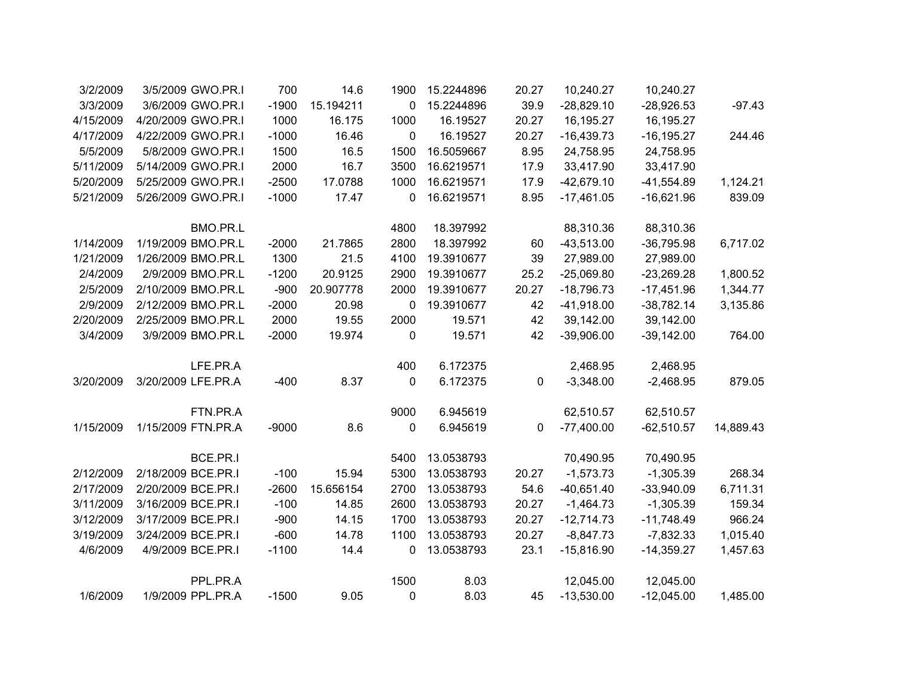| | | | | | | | | | | |
|---|---|---|---|---|---|---|---|---|---|---|
| 3/2/2009 | 3/5/2009 | GWO.PR.I | 700 | 14.6 | 1900 | 15.2244896 | 20.27 | 10,240.27 | 10,240.27 | |
| 3/3/2009 | 3/6/2009 | GWO.PR.I | -1900 | 15.194211 | 0 | 15.2244896 | 39.9 | -28,829.10 | -28,926.53 | -97.43 |
| 4/15/2009 | 4/20/2009 | GWO.PR.I | 1000 | 16.175 | 1000 | 16.19527 | 20.27 | 16,195.27 | 16,195.27 | |
| 4/17/2009 | 4/22/2009 | GWO.PR.I | -1000 | 16.46 | 0 | 16.19527 | 20.27 | -16,439.73 | -16,195.27 | 244.46 |
| 5/5/2009 | 5/8/2009 | GWO.PR.I | 1500 | 16.5 | 1500 | 16.5059667 | 8.95 | 24,758.95 | 24,758.95 | |
| 5/11/2009 | 5/14/2009 | GWO.PR.I | 2000 | 16.7 | 3500 | 16.6219571 | 17.9 | 33,417.90 | 33,417.90 | |
| 5/20/2009 | 5/25/2009 | GWO.PR.I | -2500 | 17.0788 | 1000 | 16.6219571 | 17.9 | -42,679.10 | -41,554.89 | 1,124.21 |
| 5/21/2009 | 5/26/2009 | GWO.PR.I | -1000 | 17.47 | 0 | 16.6219571 | 8.95 | -17,461.05 | -16,621.96 | 839.09 |
| | | | | | | | | | | |
| | | BMO.PR.L | | | 4800 | 18.397992 | | 88,310.36 | 88,310.36 | |
| 1/14/2009 | 1/19/2009 | BMO.PR.L | -2000 | 21.7865 | 2800 | 18.397992 | 60 | -43,513.00 | -36,795.98 | 6,717.02 |
| 1/21/2009 | 1/26/2009 | BMO.PR.L | 1300 | 21.5 | 4100 | 19.3910677 | 39 | 27,989.00 | 27,989.00 | |
| 2/4/2009 | 2/9/2009 | BMO.PR.L | -1200 | 20.9125 | 2900 | 19.3910677 | 25.2 | -25,069.80 | -23,269.28 | 1,800.52 |
| 2/5/2009 | 2/10/2009 | BMO.PR.L | -900 | 20.907778 | 2000 | 19.3910677 | 20.27 | -18,796.73 | -17,451.96 | 1,344.77 |
| 2/9/2009 | 2/12/2009 | BMO.PR.L | -2000 | 20.98 | 0 | 19.3910677 | 42 | -41,918.00 | -38,782.14 | 3,135.86 |
| 2/20/2009 | 2/25/2009 | BMO.PR.L | 2000 | 19.55 | 2000 | 19.571 | 42 | 39,142.00 | 39,142.00 | |
| 3/4/2009 | 3/9/2009 | BMO.PR.L | -2000 | 19.974 | 0 | 19.571 | 42 | -39,906.00 | -39,142.00 | 764.00 |
| | | | | | | | | | | |
| | | LFE.PR.A | | | 400 | 6.172375 | | 2,468.95 | 2,468.95 | |
| 3/20/2009 | 3/20/2009 | LFE.PR.A | -400 | 8.37 | 0 | 6.172375 | 0 | -3,348.00 | -2,468.95 | 879.05 |
| | | | | | | | | | | |
| | | FTN.PR.A | | | 9000 | 6.945619 | | 62,510.57 | 62,510.57 | |
| 1/15/2009 | 1/15/2009 | FTN.PR.A | -9000 | 8.6 | 0 | 6.945619 | 0 | -77,400.00 | -62,510.57 | 14,889.43 |
| | | | | | | | | | | |
| | | BCE.PR.I | | | 5400 | 13.0538793 | | 70,490.95 | 70,490.95 | |
| 2/12/2009 | 2/18/2009 | BCE.PR.I | -100 | 15.94 | 5300 | 13.0538793 | 20.27 | -1,573.73 | -1,305.39 | 268.34 |
| 2/17/2009 | 2/20/2009 | BCE.PR.I | -2600 | 15.656154 | 2700 | 13.0538793 | 54.6 | -40,651.40 | -33,940.09 | 6,711.31 |
| 3/11/2009 | 3/16/2009 | BCE.PR.I | -100 | 14.85 | 2600 | 13.0538793 | 20.27 | -1,464.73 | -1,305.39 | 159.34 |
| 3/12/2009 | 3/17/2009 | BCE.PR.I | -900 | 14.15 | 1700 | 13.0538793 | 20.27 | -12,714.73 | -11,748.49 | 966.24 |
| 3/19/2009 | 3/24/2009 | BCE.PR.I | -600 | 14.78 | 1100 | 13.0538793 | 20.27 | -8,847.73 | -7,832.33 | 1,015.40 |
| 4/6/2009 | 4/9/2009 | BCE.PR.I | -1100 | 14.4 | 0 | 13.0538793 | 23.1 | -15,816.90 | -14,359.27 | 1,457.63 |
| | | | | | | | | | | |
| | | PPL.PR.A | | | 1500 | 8.03 | | 12,045.00 | 12,045.00 | |
| 1/6/2009 | 1/9/2009 | PPL.PR.A | -1500 | 9.05 | 0 | 8.03 | 45 | -13,530.00 | -12,045.00 | 1,485.00 |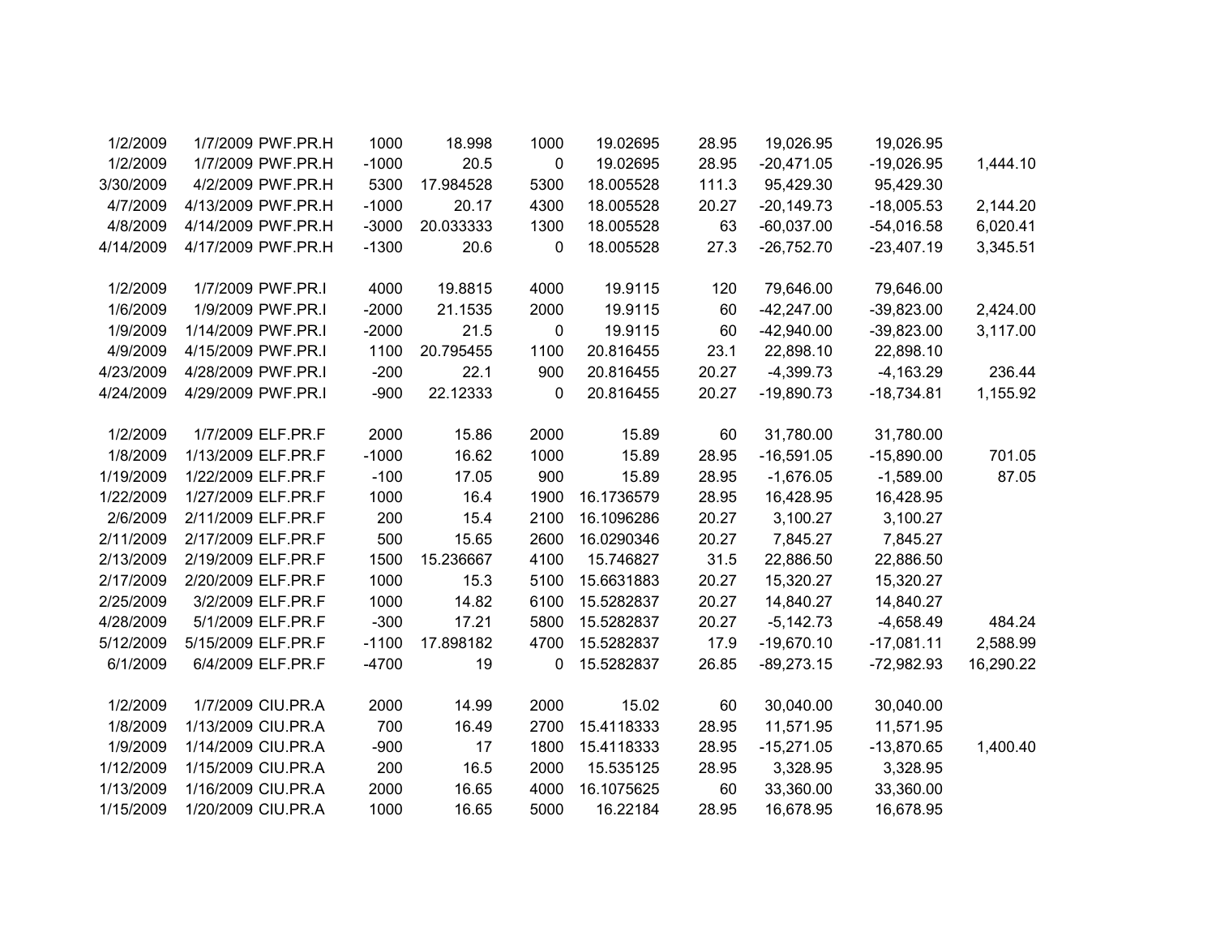| | | | | | | | | | | |
|---|---|---|---|---|---|---|---|---|---|---|
| 1/2/2009 | 1/7/2009 | PWF.PR.H | 1000 | 18.998 | 1000 | 19.02695 | 28.95 | 19,026.95 | 19,026.95 | |
| 1/2/2009 | 1/7/2009 | PWF.PR.H | -1000 | 20.5 | 0 | 19.02695 | 28.95 | -20,471.05 | -19,026.95 | 1,444.10 |
| 3/30/2009 | 4/2/2009 | PWF.PR.H | 5300 | 17.984528 | 5300 | 18.005528 | 111.3 | 95,429.30 | 95,429.30 | |
| 4/7/2009 | 4/13/2009 | PWF.PR.H | -1000 | 20.17 | 4300 | 18.005528 | 20.27 | -20,149.73 | -18,005.53 | 2,144.20 |
| 4/8/2009 | 4/14/2009 | PWF.PR.H | -3000 | 20.033333 | 1300 | 18.005528 | 63 | -60,037.00 | -54,016.58 | 6,020.41 |
| 4/14/2009 | 4/17/2009 | PWF.PR.H | -1300 | 20.6 | 0 | 18.005528 | 27.3 | -26,752.70 | -23,407.19 | 3,345.51 |
| | | | | | | | | | | |
| 1/2/2009 | 1/7/2009 | PWF.PR.I | 4000 | 19.8815 | 4000 | 19.9115 | 120 | 79,646.00 | 79,646.00 | |
| 1/6/2009 | 1/9/2009 | PWF.PR.I | -2000 | 21.1535 | 2000 | 19.9115 | 60 | -42,247.00 | -39,823.00 | 2,424.00 |
| 1/9/2009 | 1/14/2009 | PWF.PR.I | -2000 | 21.5 | 0 | 19.9115 | 60 | -42,940.00 | -39,823.00 | 3,117.00 |
| 4/9/2009 | 4/15/2009 | PWF.PR.I | 1100 | 20.795455 | 1100 | 20.816455 | 23.1 | 22,898.10 | 22,898.10 | |
| 4/23/2009 | 4/28/2009 | PWF.PR.I | -200 | 22.1 | 900 | 20.816455 | 20.27 | -4,399.73 | -4,163.29 | 236.44 |
| 4/24/2009 | 4/29/2009 | PWF.PR.I | -900 | 22.12333 | 0 | 20.816455 | 20.27 | -19,890.73 | -18,734.81 | 1,155.92 |
| | | | | | | | | | | |
| 1/2/2009 | 1/7/2009 | ELF.PR.F | 2000 | 15.86 | 2000 | 15.89 | 60 | 31,780.00 | 31,780.00 | |
| 1/8/2009 | 1/13/2009 | ELF.PR.F | -1000 | 16.62 | 1000 | 15.89 | 28.95 | -16,591.05 | -15,890.00 | 701.05 |
| 1/19/2009 | 1/22/2009 | ELF.PR.F | -100 | 17.05 | 900 | 15.89 | 28.95 | -1,676.05 | -1,589.00 | 87.05 |
| 1/22/2009 | 1/27/2009 | ELF.PR.F | 1000 | 16.4 | 1900 | 16.1736579 | 28.95 | 16,428.95 | 16,428.95 | |
| 2/6/2009 | 2/11/2009 | ELF.PR.F | 200 | 15.4 | 2100 | 16.1096286 | 20.27 | 3,100.27 | 3,100.27 | |
| 2/11/2009 | 2/17/2009 | ELF.PR.F | 500 | 15.65 | 2600 | 16.0290346 | 20.27 | 7,845.27 | 7,845.27 | |
| 2/13/2009 | 2/19/2009 | ELF.PR.F | 1500 | 15.236667 | 4100 | 15.746827 | 31.5 | 22,886.50 | 22,886.50 | |
| 2/17/2009 | 2/20/2009 | ELF.PR.F | 1000 | 15.3 | 5100 | 15.6631883 | 20.27 | 15,320.27 | 15,320.27 | |
| 2/25/2009 | 3/2/2009 | ELF.PR.F | 1000 | 14.82 | 6100 | 15.5282837 | 20.27 | 14,840.27 | 14,840.27 | |
| 4/28/2009 | 5/1/2009 | ELF.PR.F | -300 | 17.21 | 5800 | 15.5282837 | 20.27 | -5,142.73 | -4,658.49 | 484.24 |
| 5/12/2009 | 5/15/2009 | ELF.PR.F | -1100 | 17.898182 | 4700 | 15.5282837 | 17.9 | -19,670.10 | -17,081.11 | 2,588.99 |
| 6/1/2009 | 6/4/2009 | ELF.PR.F | -4700 | 19 | 0 | 15.5282837 | 26.85 | -89,273.15 | -72,982.93 | 16,290.22 |
| | | | | | | | | | | |
| 1/2/2009 | 1/7/2009 | CIU.PR.A | 2000 | 14.99 | 2000 | 15.02 | 60 | 30,040.00 | 30,040.00 | |
| 1/8/2009 | 1/13/2009 | CIU.PR.A | 700 | 16.49 | 2700 | 15.4118333 | 28.95 | 11,571.95 | 11,571.95 | |
| 1/9/2009 | 1/14/2009 | CIU.PR.A | -900 | 17 | 1800 | 15.4118333 | 28.95 | -15,271.05 | -13,870.65 | 1,400.40 |
| 1/12/2009 | 1/15/2009 | CIU.PR.A | 200 | 16.5 | 2000 | 15.535125 | 28.95 | 3,328.95 | 3,328.95 | |
| 1/13/2009 | 1/16/2009 | CIU.PR.A | 2000 | 16.65 | 4000 | 16.1075625 | 60 | 33,360.00 | 33,360.00 | |
| 1/15/2009 | 1/20/2009 | CIU.PR.A | 1000 | 16.65 | 5000 | 16.22184 | 28.95 | 16,678.95 | 16,678.95 | |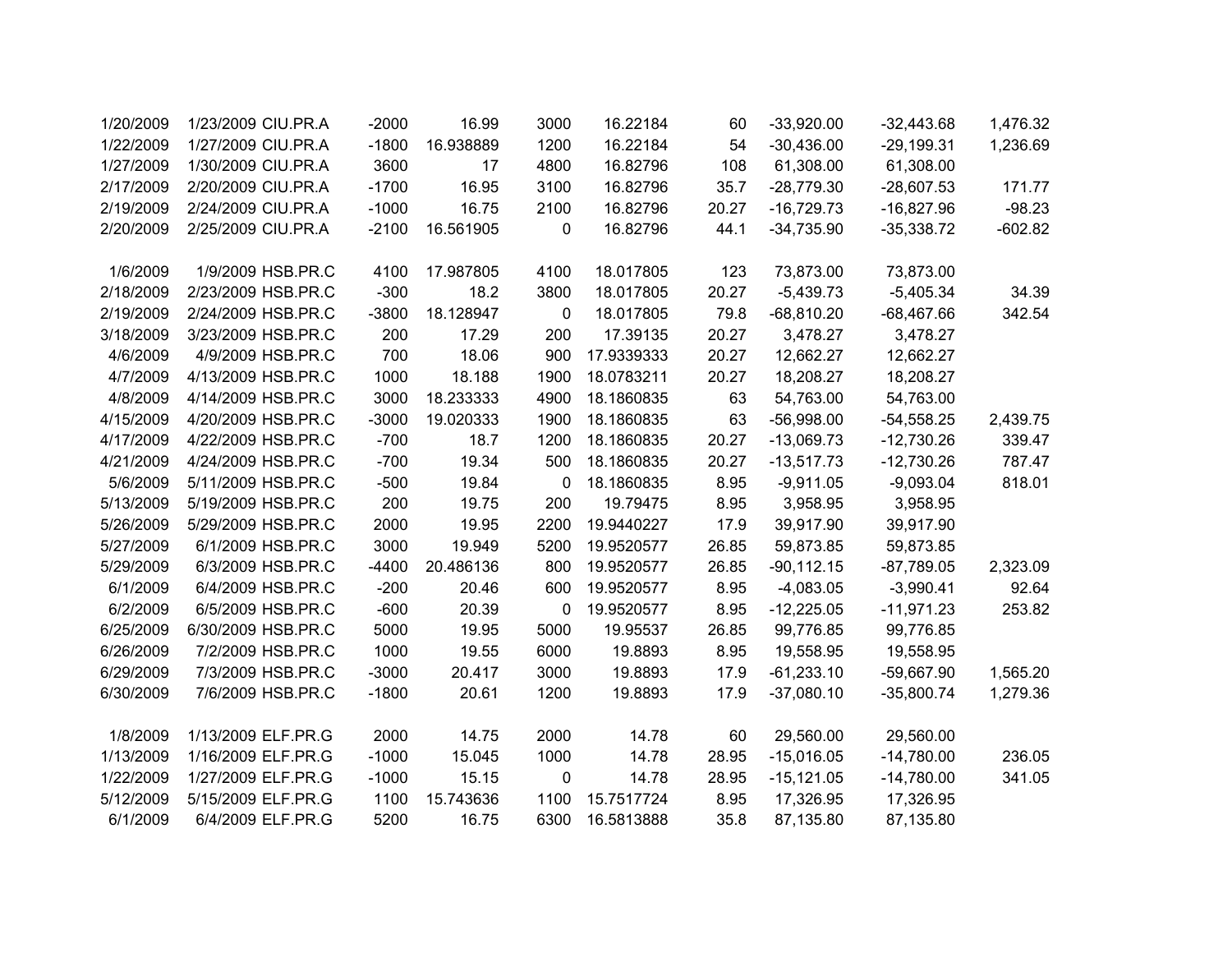| | | | | | | | | | | |
|---|---|---|---|---|---|---|---|---|---|---|
| 1/20/2009 | 1/23/2009 | CIU.PR.A | -2000 | 16.99 | 3000 | 16.22184 | 60 | -33,920.00 | -32,443.68 | 1,476.32 |
| 1/22/2009 | 1/27/2009 | CIU.PR.A | -1800 | 16.938889 | 1200 | 16.22184 | 54 | -30,436.00 | -29,199.31 | 1,236.69 |
| 1/27/2009 | 1/30/2009 | CIU.PR.A | 3600 | 17 | 4800 | 16.82796 | 108 | 61,308.00 | 61,308.00 | |
| 2/17/2009 | 2/20/2009 | CIU.PR.A | -1700 | 16.95 | 3100 | 16.82796 | 35.7 | -28,779.30 | -28,607.53 | 171.77 |
| 2/19/2009 | 2/24/2009 | CIU.PR.A | -1000 | 16.75 | 2100 | 16.82796 | 20.27 | -16,729.73 | -16,827.96 | -98.23 |
| 2/20/2009 | 2/25/2009 | CIU.PR.A | -2100 | 16.561905 | 0 | 16.82796 | 44.1 | -34,735.90 | -35,338.72 | -602.82 |
| | | | | | | | | | | |
| 1/6/2009 | 1/9/2009 | HSB.PR.C | 4100 | 17.987805 | 4100 | 18.017805 | 123 | 73,873.00 | 73,873.00 | |
| 2/18/2009 | 2/23/2009 | HSB.PR.C | -300 | 18.2 | 3800 | 18.017805 | 20.27 | -5,439.73 | -5,405.34 | 34.39 |
| 2/19/2009 | 2/24/2009 | HSB.PR.C | -3800 | 18.128947 | 0 | 18.017805 | 79.8 | -68,810.20 | -68,467.66 | 342.54 |
| 3/18/2009 | 3/23/2009 | HSB.PR.C | 200 | 17.29 | 200 | 17.39135 | 20.27 | 3,478.27 | 3,478.27 | |
| 4/6/2009 | 4/9/2009 | HSB.PR.C | 700 | 18.06 | 900 | 17.9339333 | 20.27 | 12,662.27 | 12,662.27 | |
| 4/7/2009 | 4/13/2009 | HSB.PR.C | 1000 | 18.188 | 1900 | 18.0783211 | 20.27 | 18,208.27 | 18,208.27 | |
| 4/8/2009 | 4/14/2009 | HSB.PR.C | 3000 | 18.233333 | 4900 | 18.1860835 | 63 | 54,763.00 | 54,763.00 | |
| 4/15/2009 | 4/20/2009 | HSB.PR.C | -3000 | 19.020333 | 1900 | 18.1860835 | 63 | -56,998.00 | -54,558.25 | 2,439.75 |
| 4/17/2009 | 4/22/2009 | HSB.PR.C | -700 | 18.7 | 1200 | 18.1860835 | 20.27 | -13,069.73 | -12,730.26 | 339.47 |
| 4/21/2009 | 4/24/2009 | HSB.PR.C | -700 | 19.34 | 500 | 18.1860835 | 20.27 | -13,517.73 | -12,730.26 | 787.47 |
| 5/6/2009 | 5/11/2009 | HSB.PR.C | -500 | 19.84 | 0 | 18.1860835 | 8.95 | -9,911.05 | -9,093.04 | 818.01 |
| 5/13/2009 | 5/19/2009 | HSB.PR.C | 200 | 19.75 | 200 | 19.79475 | 8.95 | 3,958.95 | 3,958.95 | |
| 5/26/2009 | 5/29/2009 | HSB.PR.C | 2000 | 19.95 | 2200 | 19.9440227 | 17.9 | 39,917.90 | 39,917.90 | |
| 5/27/2009 | 6/1/2009 | HSB.PR.C | 3000 | 19.949 | 5200 | 19.9520577 | 26.85 | 59,873.85 | 59,873.85 | |
| 5/29/2009 | 6/3/2009 | HSB.PR.C | -4400 | 20.486136 | 800 | 19.9520577 | 26.85 | -90,112.15 | -87,789.05 | 2,323.09 |
| 6/1/2009 | 6/4/2009 | HSB.PR.C | -200 | 20.46 | 600 | 19.9520577 | 8.95 | -4,083.05 | -3,990.41 | 92.64 |
| 6/2/2009 | 6/5/2009 | HSB.PR.C | -600 | 20.39 | 0 | 19.9520577 | 8.95 | -12,225.05 | -11,971.23 | 253.82 |
| 6/25/2009 | 6/30/2009 | HSB.PR.C | 5000 | 19.95 | 5000 | 19.95537 | 26.85 | 99,776.85 | 99,776.85 | |
| 6/26/2009 | 7/2/2009 | HSB.PR.C | 1000 | 19.55 | 6000 | 19.8893 | 8.95 | 19,558.95 | 19,558.95 | |
| 6/29/2009 | 7/3/2009 | HSB.PR.C | -3000 | 20.417 | 3000 | 19.8893 | 17.9 | -61,233.10 | -59,667.90 | 1,565.20 |
| 6/30/2009 | 7/6/2009 | HSB.PR.C | -1800 | 20.61 | 1200 | 19.8893 | 17.9 | -37,080.10 | -35,800.74 | 1,279.36 |
| | | | | | | | | | | |
| 1/8/2009 | 1/13/2009 | ELF.PR.G | 2000 | 14.75 | 2000 | 14.78 | 60 | 29,560.00 | 29,560.00 | |
| 1/13/2009 | 1/16/2009 | ELF.PR.G | -1000 | 15.045 | 1000 | 14.78 | 28.95 | -15,016.05 | -14,780.00 | 236.05 |
| 1/22/2009 | 1/27/2009 | ELF.PR.G | -1000 | 15.15 | 0 | 14.78 | 28.95 | -15,121.05 | -14,780.00 | 341.05 |
| 5/12/2009 | 5/15/2009 | ELF.PR.G | 1100 | 15.743636 | 1100 | 15.7517724 | 8.95 | 17,326.95 | 17,326.95 | |
| 6/1/2009 | 6/4/2009 | ELF.PR.G | 5200 | 16.75 | 6300 | 16.5813888 | 35.8 | 87,135.80 | 87,135.80 | |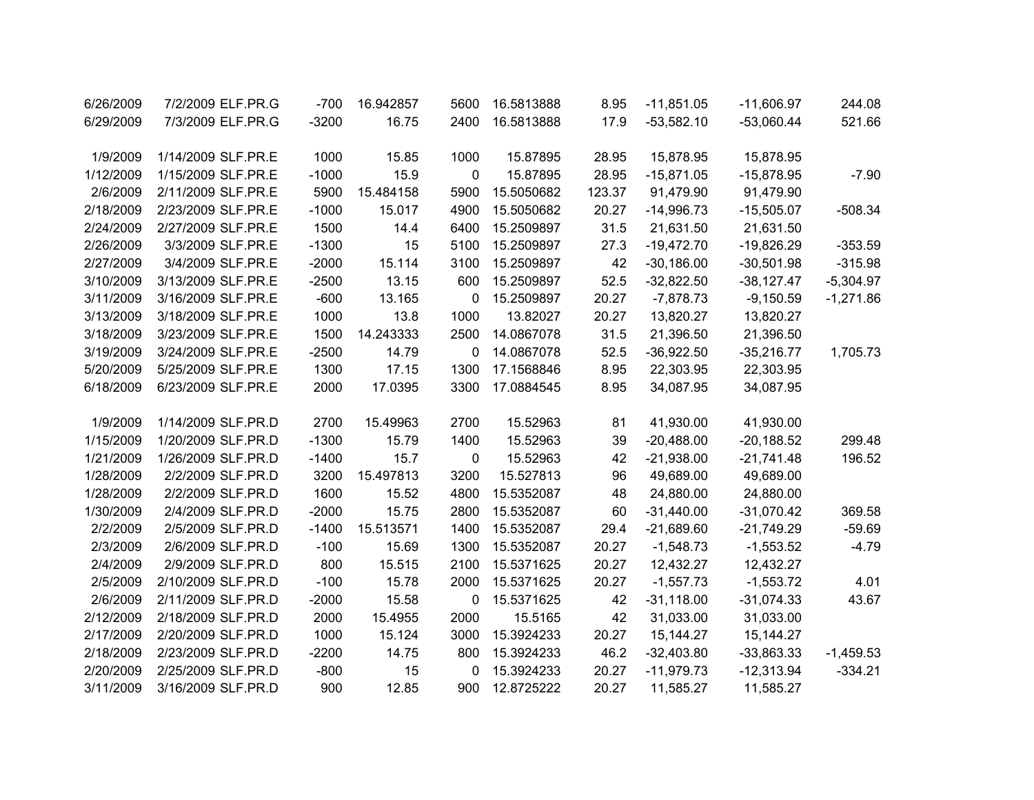| | | | | | | | | | | |
|---|---|---|---|---|---|---|---|---|---|---|
| 6/26/2009 | 7/2/2009 | ELF.PR.G | -700 | 16.942857 | 5600 | 16.5813888 | 8.95 | -11,851.05 | -11,606.97 | 244.08 |
| 6/29/2009 | 7/3/2009 | ELF.PR.G | -3200 | 16.75 | 2400 | 16.5813888 | 17.9 | -53,582.10 | -53,060.44 | 521.66 |
| | | | | | | | | | | |
| 1/9/2009 | 1/14/2009 | SLF.PR.E | 1000 | 15.85 | 1000 | 15.87895 | 28.95 | 15,878.95 | 15,878.95 | |
| 1/12/2009 | 1/15/2009 | SLF.PR.E | -1000 | 15.9 | 0 | 15.87895 | 28.95 | -15,871.05 | -15,878.95 | -7.90 |
| 2/6/2009 | 2/11/2009 | SLF.PR.E | 5900 | 15.484158 | 5900 | 15.5050682 | 123.37 | 91,479.90 | 91,479.90 | |
| 2/18/2009 | 2/23/2009 | SLF.PR.E | -1000 | 15.017 | 4900 | 15.5050682 | 20.27 | -14,996.73 | -15,505.07 | -508.34 |
| 2/24/2009 | 2/27/2009 | SLF.PR.E | 1500 | 14.4 | 6400 | 15.2509897 | 31.5 | 21,631.50 | 21,631.50 | |
| 2/26/2009 | 3/3/2009 | SLF.PR.E | -1300 | 15 | 5100 | 15.2509897 | 27.3 | -19,472.70 | -19,826.29 | -353.59 |
| 2/27/2009 | 3/4/2009 | SLF.PR.E | -2000 | 15.114 | 3100 | 15.2509897 | 42 | -30,186.00 | -30,501.98 | -315.98 |
| 3/10/2009 | 3/13/2009 | SLF.PR.E | -2500 | 13.15 | 600 | 15.2509897 | 52.5 | -32,822.50 | -38,127.47 | -5,304.97 |
| 3/11/2009 | 3/16/2009 | SLF.PR.E | -600 | 13.165 | 0 | 15.2509897 | 20.27 | -7,878.73 | -9,150.59 | -1,271.86 |
| 3/13/2009 | 3/18/2009 | SLF.PR.E | 1000 | 13.8 | 1000 | 13.82027 | 20.27 | 13,820.27 | 13,820.27 | |
| 3/18/2009 | 3/23/2009 | SLF.PR.E | 1500 | 14.243333 | 2500 | 14.0867078 | 31.5 | 21,396.50 | 21,396.50 | |
| 3/19/2009 | 3/24/2009 | SLF.PR.E | -2500 | 14.79 | 0 | 14.0867078 | 52.5 | -36,922.50 | -35,216.77 | 1,705.73 |
| 5/20/2009 | 5/25/2009 | SLF.PR.E | 1300 | 17.15 | 1300 | 17.1568846 | 8.95 | 22,303.95 | 22,303.95 | |
| 6/18/2009 | 6/23/2009 | SLF.PR.E | 2000 | 17.0395 | 3300 | 17.0884545 | 8.95 | 34,087.95 | 34,087.95 | |
| | | | | | | | | | | |
| 1/9/2009 | 1/14/2009 | SLF.PR.D | 2700 | 15.49963 | 2700 | 15.52963 | 81 | 41,930.00 | 41,930.00 | |
| 1/15/2009 | 1/20/2009 | SLF.PR.D | -1300 | 15.79 | 1400 | 15.52963 | 39 | -20,488.00 | -20,188.52 | 299.48 |
| 1/21/2009 | 1/26/2009 | SLF.PR.D | -1400 | 15.7 | 0 | 15.52963 | 42 | -21,938.00 | -21,741.48 | 196.52 |
| 1/28/2009 | 2/2/2009 | SLF.PR.D | 3200 | 15.497813 | 3200 | 15.527813 | 96 | 49,689.00 | 49,689.00 | |
| 1/28/2009 | 2/2/2009 | SLF.PR.D | 1600 | 15.52 | 4800 | 15.5352087 | 48 | 24,880.00 | 24,880.00 | |
| 1/30/2009 | 2/4/2009 | SLF.PR.D | -2000 | 15.75 | 2800 | 15.5352087 | 60 | -31,440.00 | -31,070.42 | 369.58 |
| 2/2/2009 | 2/5/2009 | SLF.PR.D | -1400 | 15.513571 | 1400 | 15.5352087 | 29.4 | -21,689.60 | -21,749.29 | -59.69 |
| 2/3/2009 | 2/6/2009 | SLF.PR.D | -100 | 15.69 | 1300 | 15.5352087 | 20.27 | -1,548.73 | -1,553.52 | -4.79 |
| 2/4/2009 | 2/9/2009 | SLF.PR.D | 800 | 15.515 | 2100 | 15.5371625 | 20.27 | 12,432.27 | 12,432.27 | |
| 2/5/2009 | 2/10/2009 | SLF.PR.D | -100 | 15.78 | 2000 | 15.5371625 | 20.27 | -1,557.73 | -1,553.72 | 4.01 |
| 2/6/2009 | 2/11/2009 | SLF.PR.D | -2000 | 15.58 | 0 | 15.5371625 | 42 | -31,118.00 | -31,074.33 | 43.67 |
| 2/12/2009 | 2/18/2009 | SLF.PR.D | 2000 | 15.4955 | 2000 | 15.5165 | 42 | 31,033.00 | 31,033.00 | |
| 2/17/2009 | 2/20/2009 | SLF.PR.D | 1000 | 15.124 | 3000 | 15.3924233 | 20.27 | 15,144.27 | 15,144.27 | |
| 2/18/2009 | 2/23/2009 | SLF.PR.D | -2200 | 14.75 | 800 | 15.3924233 | 46.2 | -32,403.80 | -33,863.33 | -1,459.53 |
| 2/20/2009 | 2/25/2009 | SLF.PR.D | -800 | 15 | 0 | 15.3924233 | 20.27 | -11,979.73 | -12,313.94 | -334.21 |
| 3/11/2009 | 3/16/2009 | SLF.PR.D | 900 | 12.85 | 900 | 12.8725222 | 20.27 | 11,585.27 | 11,585.27 | |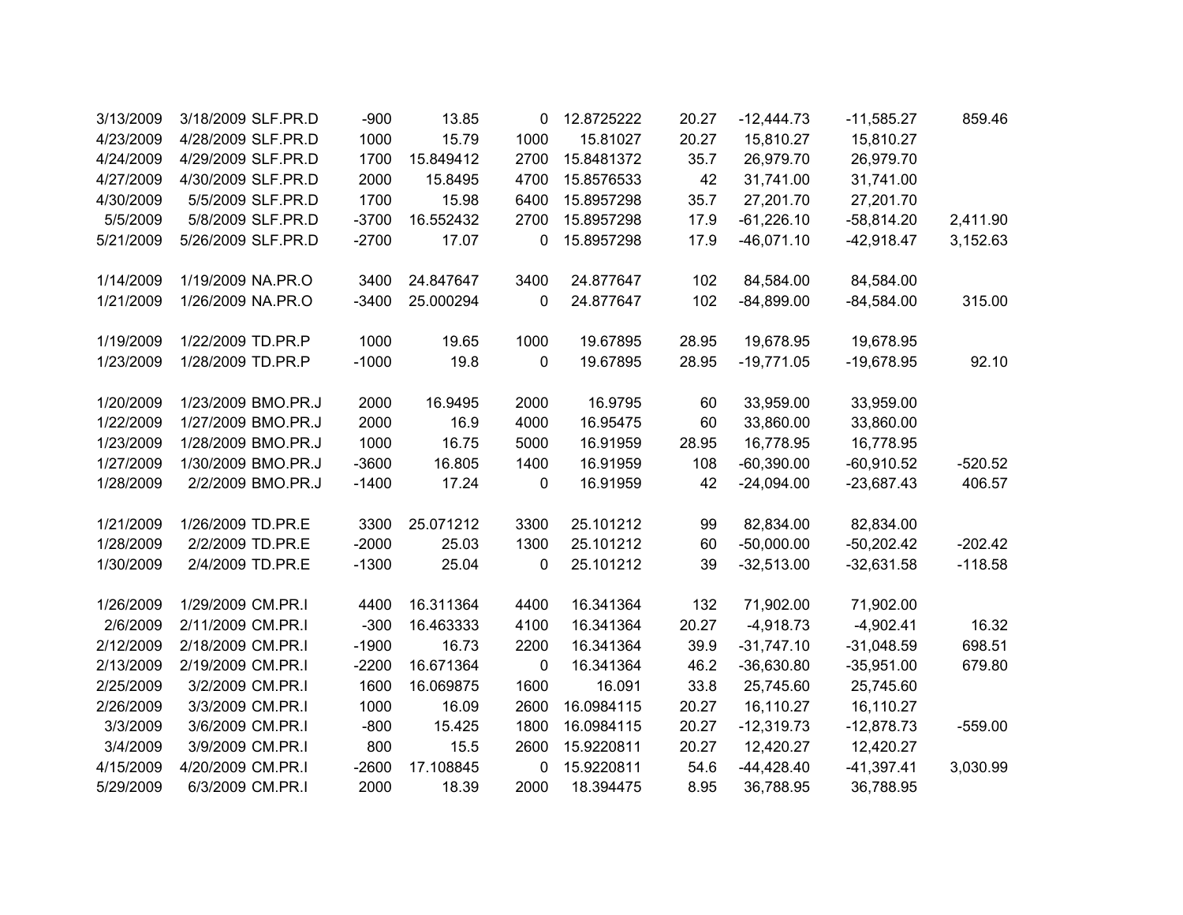| | | | | | | | | | | |
|---|---|---|---|---|---|---|---|---|---|---|
| 3/13/2009 | 3/18/2009 | SLF.PR.D | -900 | 13.85 | 0 | 12.8725222 | 20.27 | -12,444.73 | -11,585.27 | 859.46 |
| 4/23/2009 | 4/28/2009 | SLF.PR.D | 1000 | 15.79 | 1000 | 15.81027 | 20.27 | 15,810.27 | 15,810.27 | |
| 4/24/2009 | 4/29/2009 | SLF.PR.D | 1700 | 15.849412 | 2700 | 15.8481372 | 35.7 | 26,979.70 | 26,979.70 | |
| 4/27/2009 | 4/30/2009 | SLF.PR.D | 2000 | 15.8495 | 4700 | 15.8576533 | 42 | 31,741.00 | 31,741.00 | |
| 4/30/2009 | 5/5/2009 | SLF.PR.D | 1700 | 15.98 | 6400 | 15.8957298 | 35.7 | 27,201.70 | 27,201.70 | |
| 5/5/2009 | 5/8/2009 | SLF.PR.D | -3700 | 16.552432 | 2700 | 15.8957298 | 17.9 | -61,226.10 | -58,814.20 | 2,411.90 |
| 5/21/2009 | 5/26/2009 | SLF.PR.D | -2700 | 17.07 | 0 | 15.8957298 | 17.9 | -46,071.10 | -42,918.47 | 3,152.63 |
| | | | | | | | | | | |
| 1/14/2009 | 1/19/2009 | NA.PR.O | 3400 | 24.847647 | 3400 | 24.877647 | 102 | 84,584.00 | 84,584.00 | |
| 1/21/2009 | 1/26/2009 | NA.PR.O | -3400 | 25.000294 | 0 | 24.877647 | 102 | -84,899.00 | -84,584.00 | 315.00 |
| | | | | | | | | | | |
| 1/19/2009 | 1/22/2009 | TD.PR.P | 1000 | 19.65 | 1000 | 19.67895 | 28.95 | 19,678.95 | 19,678.95 | |
| 1/23/2009 | 1/28/2009 | TD.PR.P | -1000 | 19.8 | 0 | 19.67895 | 28.95 | -19,771.05 | -19,678.95 | 92.10 |
| | | | | | | | | | | |
| 1/20/2009 | 1/23/2009 | BMO.PR.J | 2000 | 16.9495 | 2000 | 16.9795 | 60 | 33,959.00 | 33,959.00 | |
| 1/22/2009 | 1/27/2009 | BMO.PR.J | 2000 | 16.9 | 4000 | 16.95475 | 60 | 33,860.00 | 33,860.00 | |
| 1/23/2009 | 1/28/2009 | BMO.PR.J | 1000 | 16.75 | 5000 | 16.91959 | 28.95 | 16,778.95 | 16,778.95 | |
| 1/27/2009 | 1/30/2009 | BMO.PR.J | -3600 | 16.805 | 1400 | 16.91959 | 108 | -60,390.00 | -60,910.52 | -520.52 |
| 1/28/2009 | 2/2/2009 | BMO.PR.J | -1400 | 17.24 | 0 | 16.91959 | 42 | -24,094.00 | -23,687.43 | 406.57 |
| | | | | | | | | | | |
| 1/21/2009 | 1/26/2009 | TD.PR.E | 3300 | 25.071212 | 3300 | 25.101212 | 99 | 82,834.00 | 82,834.00 | |
| 1/28/2009 | 2/2/2009 | TD.PR.E | -2000 | 25.03 | 1300 | 25.101212 | 60 | -50,000.00 | -50,202.42 | -202.42 |
| 1/30/2009 | 2/4/2009 | TD.PR.E | -1300 | 25.04 | 0 | 25.101212 | 39 | -32,513.00 | -32,631.58 | -118.58 |
| | | | | | | | | | | |
| 1/26/2009 | 1/29/2009 | CM.PR.I | 4400 | 16.311364 | 4400 | 16.341364 | 132 | 71,902.00 | 71,902.00 | |
| 2/6/2009 | 2/11/2009 | CM.PR.I | -300 | 16.463333 | 4100 | 16.341364 | 20.27 | -4,918.73 | -4,902.41 | 16.32 |
| 2/12/2009 | 2/18/2009 | CM.PR.I | -1900 | 16.73 | 2200 | 16.341364 | 39.9 | -31,747.10 | -31,048.59 | 698.51 |
| 2/13/2009 | 2/19/2009 | CM.PR.I | -2200 | 16.671364 | 0 | 16.341364 | 46.2 | -36,630.80 | -35,951.00 | 679.80 |
| 2/25/2009 | 3/2/2009 | CM.PR.I | 1600 | 16.069875 | 1600 | 16.091 | 33.8 | 25,745.60 | 25,745.60 | |
| 2/26/2009 | 3/3/2009 | CM.PR.I | 1000 | 16.09 | 2600 | 16.0984115 | 20.27 | 16,110.27 | 16,110.27 | |
| 3/3/2009 | 3/6/2009 | CM.PR.I | -800 | 15.425 | 1800 | 16.0984115 | 20.27 | -12,319.73 | -12,878.73 | -559.00 |
| 3/4/2009 | 3/9/2009 | CM.PR.I | 800 | 15.5 | 2600 | 15.9220811 | 20.27 | 12,420.27 | 12,420.27 | |
| 4/15/2009 | 4/20/2009 | CM.PR.I | -2600 | 17.108845 | 0 | 15.9220811 | 54.6 | -44,428.40 | -41,397.41 | 3,030.99 |
| 5/29/2009 | 6/3/2009 | CM.PR.I | 2000 | 18.39 | 2000 | 18.394475 | 8.95 | 36,788.95 | 36,788.95 | |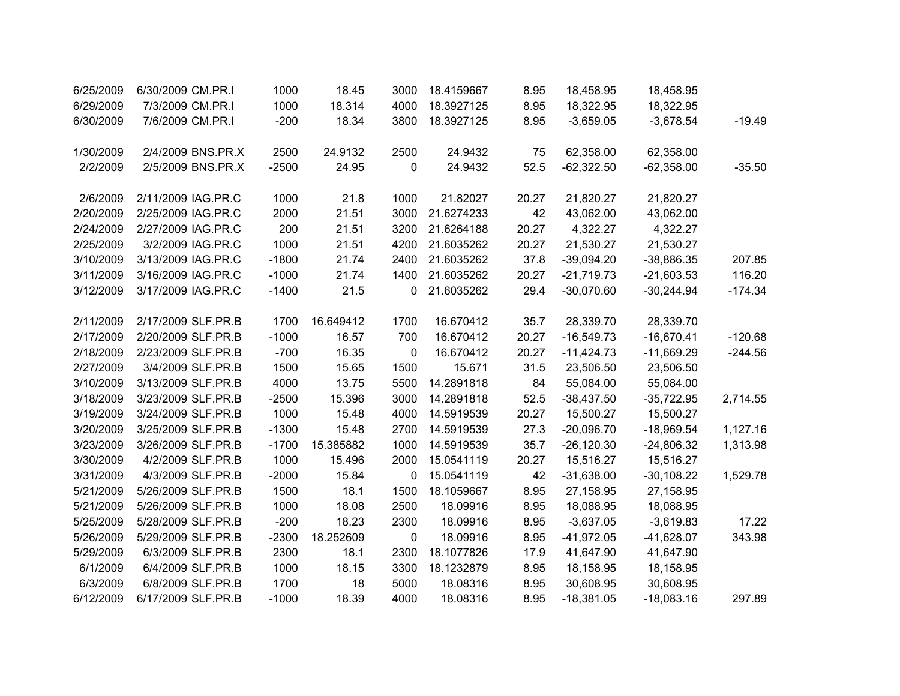| | | | | | | | | | | |
|---|---|---|---|---|---|---|---|---|---|---|
| 6/25/2009 | 6/30/2009 | CM.PR.I | 1000 | 18.45 | 3000 | 18.4159667 | 8.95 | 18,458.95 | 18,458.95 | |
| 6/29/2009 | 7/3/2009 | CM.PR.I | 1000 | 18.314 | 4000 | 18.3927125 | 8.95 | 18,322.95 | 18,322.95 | |
| 6/30/2009 | 7/6/2009 | CM.PR.I | -200 | 18.34 | 3800 | 18.3927125 | 8.95 | -3,659.05 | -3,678.54 | -19.49 |
| | | | | | | | | | | |
| 1/30/2009 | 2/4/2009 | BNS.PR.X | 2500 | 24.9132 | 2500 | 24.9432 | 75 | 62,358.00 | 62,358.00 | |
| 2/2/2009 | 2/5/2009 | BNS.PR.X | -2500 | 24.95 | 0 | 24.9432 | 52.5 | -62,322.50 | -62,358.00 | -35.50 |
| | | | | | | | | | | |
| 2/6/2009 | 2/11/2009 | IAG.PR.C | 1000 | 21.8 | 1000 | 21.82027 | 20.27 | 21,820.27 | 21,820.27 | |
| 2/20/2009 | 2/25/2009 | IAG.PR.C | 2000 | 21.51 | 3000 | 21.6274233 | 42 | 43,062.00 | 43,062.00 | |
| 2/24/2009 | 2/27/2009 | IAG.PR.C | 200 | 21.51 | 3200 | 21.6264188 | 20.27 | 4,322.27 | 4,322.27 | |
| 2/25/2009 | 3/2/2009 | IAG.PR.C | 1000 | 21.51 | 4200 | 21.6035262 | 20.27 | 21,530.27 | 21,530.27 | |
| 3/10/2009 | 3/13/2009 | IAG.PR.C | -1800 | 21.74 | 2400 | 21.6035262 | 37.8 | -39,094.20 | -38,886.35 | 207.85 |
| 3/11/2009 | 3/16/2009 | IAG.PR.C | -1000 | 21.74 | 1400 | 21.6035262 | 20.27 | -21,719.73 | -21,603.53 | 116.20 |
| 3/12/2009 | 3/17/2009 | IAG.PR.C | -1400 | 21.5 | 0 | 21.6035262 | 29.4 | -30,070.60 | -30,244.94 | -174.34 |
| | | | | | | | | | | |
| 2/11/2009 | 2/17/2009 | SLF.PR.B | 1700 | 16.649412 | 1700 | 16.670412 | 35.7 | 28,339.70 | 28,339.70 | |
| 2/17/2009 | 2/20/2009 | SLF.PR.B | -1000 | 16.57 | 700 | 16.670412 | 20.27 | -16,549.73 | -16,670.41 | -120.68 |
| 2/18/2009 | 2/23/2009 | SLF.PR.B | -700 | 16.35 | 0 | 16.670412 | 20.27 | -11,424.73 | -11,669.29 | -244.56 |
| 2/27/2009 | 3/4/2009 | SLF.PR.B | 1500 | 15.65 | 1500 | 15.671 | 31.5 | 23,506.50 | 23,506.50 | |
| 3/10/2009 | 3/13/2009 | SLF.PR.B | 4000 | 13.75 | 5500 | 14.2891818 | 84 | 55,084.00 | 55,084.00 | |
| 3/18/2009 | 3/23/2009 | SLF.PR.B | -2500 | 15.396 | 3000 | 14.2891818 | 52.5 | -38,437.50 | -35,722.95 | 2,714.55 |
| 3/19/2009 | 3/24/2009 | SLF.PR.B | 1000 | 15.48 | 4000 | 14.5919539 | 20.27 | 15,500.27 | 15,500.27 | |
| 3/20/2009 | 3/25/2009 | SLF.PR.B | -1300 | 15.48 | 2700 | 14.5919539 | 27.3 | -20,096.70 | -18,969.54 | 1,127.16 |
| 3/23/2009 | 3/26/2009 | SLF.PR.B | -1700 | 15.385882 | 1000 | 14.5919539 | 35.7 | -26,120.30 | -24,806.32 | 1,313.98 |
| 3/30/2009 | 4/2/2009 | SLF.PR.B | 1000 | 15.496 | 2000 | 15.0541119 | 20.27 | 15,516.27 | 15,516.27 | |
| 3/31/2009 | 4/3/2009 | SLF.PR.B | -2000 | 15.84 | 0 | 15.0541119 | 42 | -31,638.00 | -30,108.22 | 1,529.78 |
| 5/21/2009 | 5/26/2009 | SLF.PR.B | 1500 | 18.1 | 1500 | 18.1059667 | 8.95 | 27,158.95 | 27,158.95 | |
| 5/21/2009 | 5/26/2009 | SLF.PR.B | 1000 | 18.08 | 2500 | 18.09916 | 8.95 | 18,088.95 | 18,088.95 | |
| 5/25/2009 | 5/28/2009 | SLF.PR.B | -200 | 18.23 | 2300 | 18.09916 | 8.95 | -3,637.05 | -3,619.83 | 17.22 |
| 5/26/2009 | 5/29/2009 | SLF.PR.B | -2300 | 18.252609 | 0 | 18.09916 | 8.95 | -41,972.05 | -41,628.07 | 343.98 |
| 5/29/2009 | 6/3/2009 | SLF.PR.B | 2300 | 18.1 | 2300 | 18.1077826 | 17.9 | 41,647.90 | 41,647.90 | |
| 6/1/2009 | 6/4/2009 | SLF.PR.B | 1000 | 18.15 | 3300 | 18.1232879 | 8.95 | 18,158.95 | 18,158.95 | |
| 6/3/2009 | 6/8/2009 | SLF.PR.B | 1700 | 18 | 5000 | 18.08316 | 8.95 | 30,608.95 | 30,608.95 | |
| 6/12/2009 | 6/17/2009 | SLF.PR.B | -1000 | 18.39 | 4000 | 18.08316 | 8.95 | -18,381.05 | -18,083.16 | 297.89 |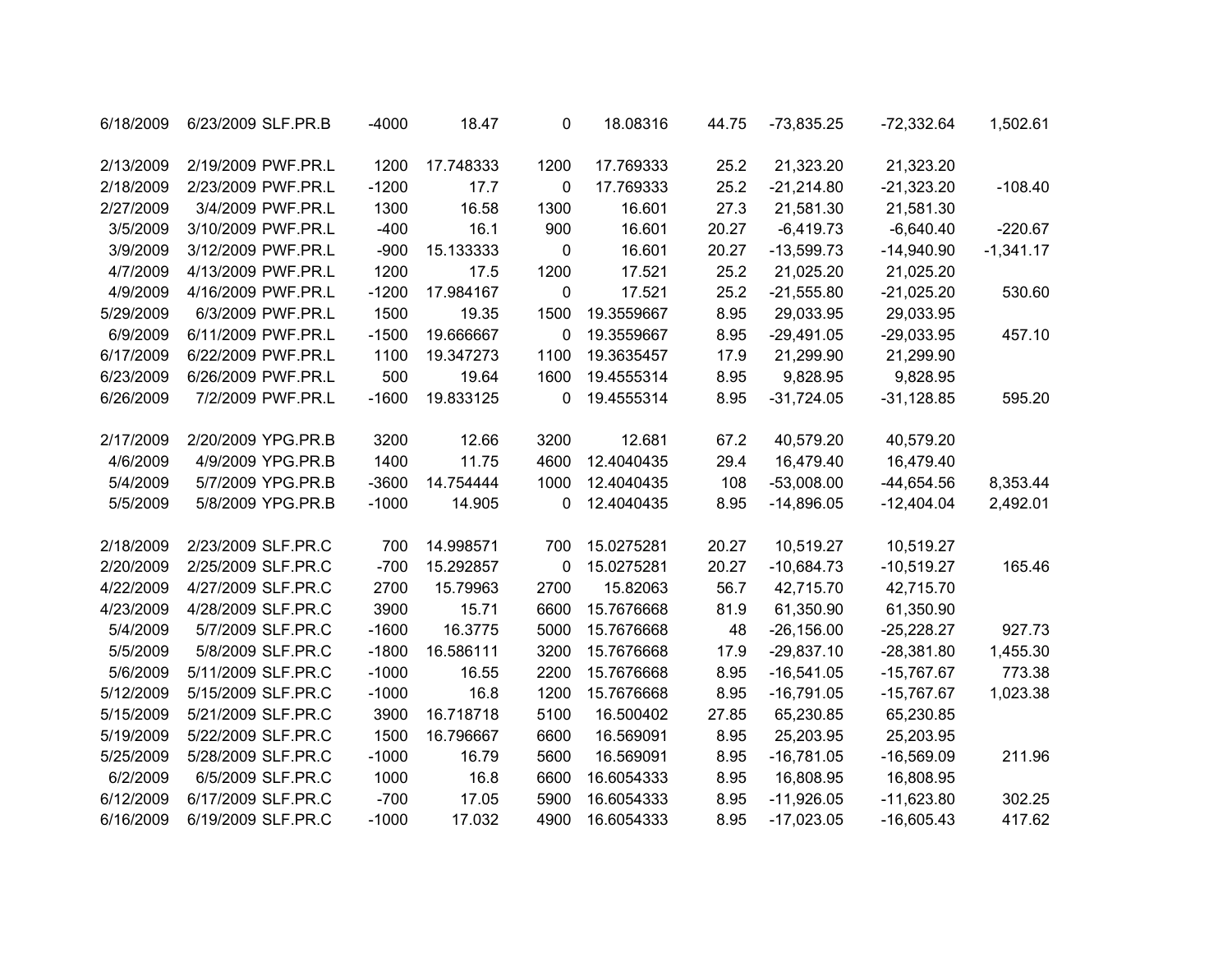| | | | | | | | | | | |
|---|---|---|---|---|---|---|---|---|---|---|
| 6/18/2009 | 6/23/2009 | SLF.PR.B | -4000 | 18.47 | 0 | 18.08316 | 44.75 | -73,835.25 | -72,332.64 | 1,502.61 |
| | | | | | | | | | | |
| 2/13/2009 | 2/19/2009 | PWF.PR.L | 1200 | 17.748333 | 1200 | 17.769333 | 25.2 | 21,323.20 | 21,323.20 | |
| 2/18/2009 | 2/23/2009 | PWF.PR.L | -1200 | 17.7 | 0 | 17.769333 | 25.2 | -21,214.80 | -21,323.20 | -108.40 |
| 2/27/2009 | 3/4/2009 | PWF.PR.L | 1300 | 16.58 | 1300 | 16.601 | 27.3 | 21,581.30 | 21,581.30 | |
| 3/5/2009 | 3/10/2009 | PWF.PR.L | -400 | 16.1 | 900 | 16.601 | 20.27 | -6,419.73 | -6,640.40 | -220.67 |
| 3/9/2009 | 3/12/2009 | PWF.PR.L | -900 | 15.133333 | 0 | 16.601 | 20.27 | -13,599.73 | -14,940.90 | -1,341.17 |
| 4/7/2009 | 4/13/2009 | PWF.PR.L | 1200 | 17.5 | 1200 | 17.521 | 25.2 | 21,025.20 | 21,025.20 | |
| 4/9/2009 | 4/16/2009 | PWF.PR.L | -1200 | 17.984167 | 0 | 17.521 | 25.2 | -21,555.80 | -21,025.20 | 530.60 |
| 5/29/2009 | 6/3/2009 | PWF.PR.L | 1500 | 19.35 | 1500 | 19.3559667 | 8.95 | 29,033.95 | 29,033.95 | |
| 6/9/2009 | 6/11/2009 | PWF.PR.L | -1500 | 19.666667 | 0 | 19.3559667 | 8.95 | -29,491.05 | -29,033.95 | 457.10 |
| 6/17/2009 | 6/22/2009 | PWF.PR.L | 1100 | 19.347273 | 1100 | 19.3635457 | 17.9 | 21,299.90 | 21,299.90 | |
| 6/23/2009 | 6/26/2009 | PWF.PR.L | 500 | 19.64 | 1600 | 19.4555314 | 8.95 | 9,828.95 | 9,828.95 | |
| 6/26/2009 | 7/2/2009 | PWF.PR.L | -1600 | 19.833125 | 0 | 19.4555314 | 8.95 | -31,724.05 | -31,128.85 | 595.20 |
| | | | | | | | | | | |
| 2/17/2009 | 2/20/2009 | YPG.PR.B | 3200 | 12.66 | 3200 | 12.681 | 67.2 | 40,579.20 | 40,579.20 | |
| 4/6/2009 | 4/9/2009 | YPG.PR.B | 1400 | 11.75 | 4600 | 12.4040435 | 29.4 | 16,479.40 | 16,479.40 | |
| 5/4/2009 | 5/7/2009 | YPG.PR.B | -3600 | 14.754444 | 1000 | 12.4040435 | 108 | -53,008.00 | -44,654.56 | 8,353.44 |
| 5/5/2009 | 5/8/2009 | YPG.PR.B | -1000 | 14.905 | 0 | 12.4040435 | 8.95 | -14,896.05 | -12,404.04 | 2,492.01 |
| | | | | | | | | | | |
| 2/18/2009 | 2/23/2009 | SLF.PR.C | 700 | 14.998571 | 700 | 15.0275281 | 20.27 | 10,519.27 | 10,519.27 | |
| 2/20/2009 | 2/25/2009 | SLF.PR.C | -700 | 15.292857 | 0 | 15.0275281 | 20.27 | -10,684.73 | -10,519.27 | 165.46 |
| 4/22/2009 | 4/27/2009 | SLF.PR.C | 2700 | 15.79963 | 2700 | 15.82063 | 56.7 | 42,715.70 | 42,715.70 | |
| 4/23/2009 | 4/28/2009 | SLF.PR.C | 3900 | 15.71 | 6600 | 15.7676668 | 81.9 | 61,350.90 | 61,350.90 | |
| 5/4/2009 | 5/7/2009 | SLF.PR.C | -1600 | 16.3775 | 5000 | 15.7676668 | 48 | -26,156.00 | -25,228.27 | 927.73 |
| 5/5/2009 | 5/8/2009 | SLF.PR.C | -1800 | 16.586111 | 3200 | 15.7676668 | 17.9 | -29,837.10 | -28,381.80 | 1,455.30 |
| 5/6/2009 | 5/11/2009 | SLF.PR.C | -1000 | 16.55 | 2200 | 15.7676668 | 8.95 | -16,541.05 | -15,767.67 | 773.38 |
| 5/12/2009 | 5/15/2009 | SLF.PR.C | -1000 | 16.8 | 1200 | 15.7676668 | 8.95 | -16,791.05 | -15,767.67 | 1,023.38 |
| 5/15/2009 | 5/21/2009 | SLF.PR.C | 3900 | 16.718718 | 5100 | 16.500402 | 27.85 | 65,230.85 | 65,230.85 | |
| 5/19/2009 | 5/22/2009 | SLF.PR.C | 1500 | 16.796667 | 6600 | 16.569091 | 8.95 | 25,203.95 | 25,203.95 | |
| 5/25/2009 | 5/28/2009 | SLF.PR.C | -1000 | 16.79 | 5600 | 16.569091 | 8.95 | -16,781.05 | -16,569.09 | 211.96 |
| 6/2/2009 | 6/5/2009 | SLF.PR.C | 1000 | 16.8 | 6600 | 16.6054333 | 8.95 | 16,808.95 | 16,808.95 | |
| 6/12/2009 | 6/17/2009 | SLF.PR.C | -700 | 17.05 | 5900 | 16.6054333 | 8.95 | -11,926.05 | -11,623.80 | 302.25 |
| 6/16/2009 | 6/19/2009 | SLF.PR.C | -1000 | 17.032 | 4900 | 16.6054333 | 8.95 | -17,023.05 | -16,605.43 | 417.62 |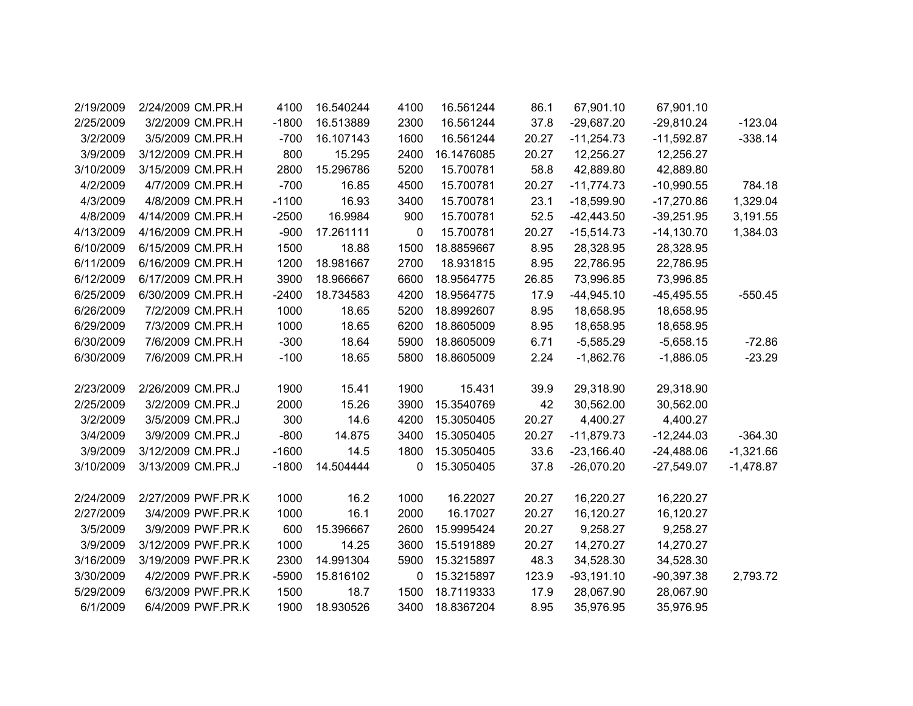| | | | | | | | | | | |
|---|---|---|---|---|---|---|---|---|---|---|
| 2/19/2009 | 2/24/2009 | CM.PR.H | 4100 | 16.540244 | 4100 | 16.561244 | 86.1 | 67,901.10 | 67,901.10 | |
| 2/25/2009 | 3/2/2009 | CM.PR.H | -1800 | 16.513889 | 2300 | 16.561244 | 37.8 | -29,687.20 | -29,810.24 | -123.04 |
| 3/2/2009 | 3/5/2009 | CM.PR.H | -700 | 16.107143 | 1600 | 16.561244 | 20.27 | -11,254.73 | -11,592.87 | -338.14 |
| 3/9/2009 | 3/12/2009 | CM.PR.H | 800 | 15.295 | 2400 | 16.1476085 | 20.27 | 12,256.27 | 12,256.27 | |
| 3/10/2009 | 3/15/2009 | CM.PR.H | 2800 | 15.296786 | 5200 | 15.700781 | 58.8 | 42,889.80 | 42,889.80 | |
| 4/2/2009 | 4/7/2009 | CM.PR.H | -700 | 16.85 | 4500 | 15.700781 | 20.27 | -11,774.73 | -10,990.55 | 784.18 |
| 4/3/2009 | 4/8/2009 | CM.PR.H | -1100 | 16.93 | 3400 | 15.700781 | 23.1 | -18,599.90 | -17,270.86 | 1,329.04 |
| 4/8/2009 | 4/14/2009 | CM.PR.H | -2500 | 16.9984 | 900 | 15.700781 | 52.5 | -42,443.50 | -39,251.95 | 3,191.55 |
| 4/13/2009 | 4/16/2009 | CM.PR.H | -900 | 17.261111 | 0 | 15.700781 | 20.27 | -15,514.73 | -14,130.70 | 1,384.03 |
| 6/10/2009 | 6/15/2009 | CM.PR.H | 1500 | 18.88 | 1500 | 18.8859667 | 8.95 | 28,328.95 | 28,328.95 | |
| 6/11/2009 | 6/16/2009 | CM.PR.H | 1200 | 18.981667 | 2700 | 18.931815 | 8.95 | 22,786.95 | 22,786.95 | |
| 6/12/2009 | 6/17/2009 | CM.PR.H | 3900 | 18.966667 | 6600 | 18.9564775 | 26.85 | 73,996.85 | 73,996.85 | |
| 6/25/2009 | 6/30/2009 | CM.PR.H | -2400 | 18.734583 | 4200 | 18.9564775 | 17.9 | -44,945.10 | -45,495.55 | -550.45 |
| 6/26/2009 | 7/2/2009 | CM.PR.H | 1000 | 18.65 | 5200 | 18.8992607 | 8.95 | 18,658.95 | 18,658.95 | |
| 6/29/2009 | 7/3/2009 | CM.PR.H | 1000 | 18.65 | 6200 | 18.8605009 | 8.95 | 18,658.95 | 18,658.95 | |
| 6/30/2009 | 7/6/2009 | CM.PR.H | -300 | 18.64 | 5900 | 18.8605009 | 6.71 | -5,585.29 | -5,658.15 | -72.86 |
| 6/30/2009 | 7/6/2009 | CM.PR.H | -100 | 18.65 | 5800 | 18.8605009 | 2.24 | -1,862.76 | -1,886.05 | -23.29 |
| | | | | | | | | | | |
| 2/23/2009 | 2/26/2009 | CM.PR.J | 1900 | 15.41 | 1900 | 15.431 | 39.9 | 29,318.90 | 29,318.90 | |
| 2/25/2009 | 3/2/2009 | CM.PR.J | 2000 | 15.26 | 3900 | 15.3540769 | 42 | 30,562.00 | 30,562.00 | |
| 3/2/2009 | 3/5/2009 | CM.PR.J | 300 | 14.6 | 4200 | 15.3050405 | 20.27 | 4,400.27 | 4,400.27 | |
| 3/4/2009 | 3/9/2009 | CM.PR.J | -800 | 14.875 | 3400 | 15.3050405 | 20.27 | -11,879.73 | -12,244.03 | -364.30 |
| 3/9/2009 | 3/12/2009 | CM.PR.J | -1600 | 14.5 | 1800 | 15.3050405 | 33.6 | -23,166.40 | -24,488.06 | -1,321.66 |
| 3/10/2009 | 3/13/2009 | CM.PR.J | -1800 | 14.504444 | 0 | 15.3050405 | 37.8 | -26,070.20 | -27,549.07 | -1,478.87 |
| | | | | | | | | | | |
| 2/24/2009 | 2/27/2009 | PWF.PR.K | 1000 | 16.2 | 1000 | 16.22027 | 20.27 | 16,220.27 | 16,220.27 | |
| 2/27/2009 | 3/4/2009 | PWF.PR.K | 1000 | 16.1 | 2000 | 16.17027 | 20.27 | 16,120.27 | 16,120.27 | |
| 3/5/2009 | 3/9/2009 | PWF.PR.K | 600 | 15.396667 | 2600 | 15.9995424 | 20.27 | 9,258.27 | 9,258.27 | |
| 3/9/2009 | 3/12/2009 | PWF.PR.K | 1000 | 14.25 | 3600 | 15.5191889 | 20.27 | 14,270.27 | 14,270.27 | |
| 3/16/2009 | 3/19/2009 | PWF.PR.K | 2300 | 14.991304 | 5900 | 15.3215897 | 48.3 | 34,528.30 | 34,528.30 | |
| 3/30/2009 | 4/2/2009 | PWF.PR.K | -5900 | 15.816102 | 0 | 15.3215897 | 123.9 | -93,191.10 | -90,397.38 | 2,793.72 |
| 5/29/2009 | 6/3/2009 | PWF.PR.K | 1500 | 18.7 | 1500 | 18.7119333 | 17.9 | 28,067.90 | 28,067.90 | |
| 6/1/2009 | 6/4/2009 | PWF.PR.K | 1900 | 18.930526 | 3400 | 18.8367204 | 8.95 | 35,976.95 | 35,976.95 | |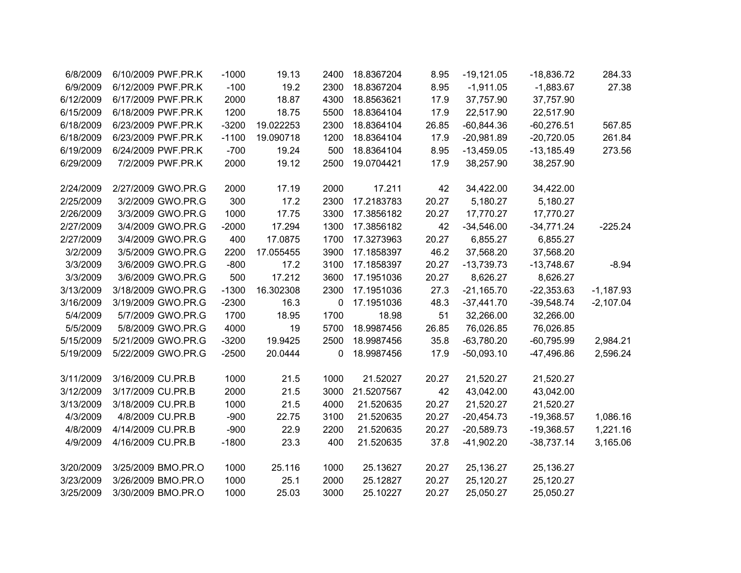| | | | | | | | | | | |
|---|---|---|---|---|---|---|---|---|---|---|
| 6/8/2009 | 6/10/2009 | PWF.PR.K | -1000 | 19.13 | 2400 | 18.8367204 | 8.95 | -19,121.05 | -18,836.72 | 284.33 |
| 6/9/2009 | 6/12/2009 | PWF.PR.K | -100 | 19.2 | 2300 | 18.8367204 | 8.95 | -1,911.05 | -1,883.67 | 27.38 |
| 6/12/2009 | 6/17/2009 | PWF.PR.K | 2000 | 18.87 | 4300 | 18.8563621 | 17.9 | 37,757.90 | 37,757.90 | |
| 6/15/2009 | 6/18/2009 | PWF.PR.K | 1200 | 18.75 | 5500 | 18.8364104 | 17.9 | 22,517.90 | 22,517.90 | |
| 6/18/2009 | 6/23/2009 | PWF.PR.K | -3200 | 19.022253 | 2300 | 18.8364104 | 26.85 | -60,844.36 | -60,276.51 | 567.85 |
| 6/18/2009 | 6/23/2009 | PWF.PR.K | -1100 | 19.090718 | 1200 | 18.8364104 | 17.9 | -20,981.89 | -20,720.05 | 261.84 |
| 6/19/2009 | 6/24/2009 | PWF.PR.K | -700 | 19.24 | 500 | 18.8364104 | 8.95 | -13,459.05 | -13,185.49 | 273.56 |
| 6/29/2009 | 7/2/2009 | PWF.PR.K | 2000 | 19.12 | 2500 | 19.0704421 | 17.9 | 38,257.90 | 38,257.90 | |
| | | | | | | | | | | |
| 2/24/2009 | 2/27/2009 | GWO.PR.G | 2000 | 17.19 | 2000 | 17.211 | 42 | 34,422.00 | 34,422.00 | |
| 2/25/2009 | 3/2/2009 | GWO.PR.G | 300 | 17.2 | 2300 | 17.2183783 | 20.27 | 5,180.27 | 5,180.27 | |
| 2/26/2009 | 3/3/2009 | GWO.PR.G | 1000 | 17.75 | 3300 | 17.3856182 | 20.27 | 17,770.27 | 17,770.27 | |
| 2/27/2009 | 3/4/2009 | GWO.PR.G | -2000 | 17.294 | 1300 | 17.3856182 | 42 | -34,546.00 | -34,771.24 | -225.24 |
| 2/27/2009 | 3/4/2009 | GWO.PR.G | 400 | 17.0875 | 1700 | 17.3273963 | 20.27 | 6,855.27 | 6,855.27 | |
| 3/2/2009 | 3/5/2009 | GWO.PR.G | 2200 | 17.055455 | 3900 | 17.1858397 | 46.2 | 37,568.20 | 37,568.20 | |
| 3/3/2009 | 3/6/2009 | GWO.PR.G | -800 | 17.2 | 3100 | 17.1858397 | 20.27 | -13,739.73 | -13,748.67 | -8.94 |
| 3/3/2009 | 3/6/2009 | GWO.PR.G | 500 | 17.212 | 3600 | 17.1951036 | 20.27 | 8,626.27 | 8,626.27 | |
| 3/13/2009 | 3/18/2009 | GWO.PR.G | -1300 | 16.302308 | 2300 | 17.1951036 | 27.3 | -21,165.70 | -22,353.63 | -1,187.93 |
| 3/16/2009 | 3/19/2009 | GWO.PR.G | -2300 | 16.3 | 0 | 17.1951036 | 48.3 | -37,441.70 | -39,548.74 | -2,107.04 |
| 5/4/2009 | 5/7/2009 | GWO.PR.G | 1700 | 18.95 | 1700 | 18.98 | 51 | 32,266.00 | 32,266.00 | |
| 5/5/2009 | 5/8/2009 | GWO.PR.G | 4000 | 19 | 5700 | 18.9987456 | 26.85 | 76,026.85 | 76,026.85 | |
| 5/15/2009 | 5/21/2009 | GWO.PR.G | -3200 | 19.9425 | 2500 | 18.9987456 | 35.8 | -63,780.20 | -60,795.99 | 2,984.21 |
| 5/19/2009 | 5/22/2009 | GWO.PR.G | -2500 | 20.0444 | 0 | 18.9987456 | 17.9 | -50,093.10 | -47,496.86 | 2,596.24 |
| | | | | | | | | | | |
| 3/11/2009 | 3/16/2009 | CU.PR.B | 1000 | 21.5 | 1000 | 21.52027 | 20.27 | 21,520.27 | 21,520.27 | |
| 3/12/2009 | 3/17/2009 | CU.PR.B | 2000 | 21.5 | 3000 | 21.5207567 | 42 | 43,042.00 | 43,042.00 | |
| 3/13/2009 | 3/18/2009 | CU.PR.B | 1000 | 21.5 | 4000 | 21.520635 | 20.27 | 21,520.27 | 21,520.27 | |
| 4/3/2009 | 4/8/2009 | CU.PR.B | -900 | 22.75 | 3100 | 21.520635 | 20.27 | -20,454.73 | -19,368.57 | 1,086.16 |
| 4/8/2009 | 4/14/2009 | CU.PR.B | -900 | 22.9 | 2200 | 21.520635 | 20.27 | -20,589.73 | -19,368.57 | 1,221.16 |
| 4/9/2009 | 4/16/2009 | CU.PR.B | -1800 | 23.3 | 400 | 21.520635 | 37.8 | -41,902.20 | -38,737.14 | 3,165.06 |
| | | | | | | | | | | |
| 3/20/2009 | 3/25/2009 | BMO.PR.O | 1000 | 25.116 | 1000 | 25.13627 | 20.27 | 25,136.27 | 25,136.27 | |
| 3/23/2009 | 3/26/2009 | BMO.PR.O | 1000 | 25.1 | 2000 | 25.12827 | 20.27 | 25,120.27 | 25,120.27 | |
| 3/25/2009 | 3/30/2009 | BMO.PR.O | 1000 | 25.03 | 3000 | 25.10227 | 20.27 | 25,050.27 | 25,050.27 | |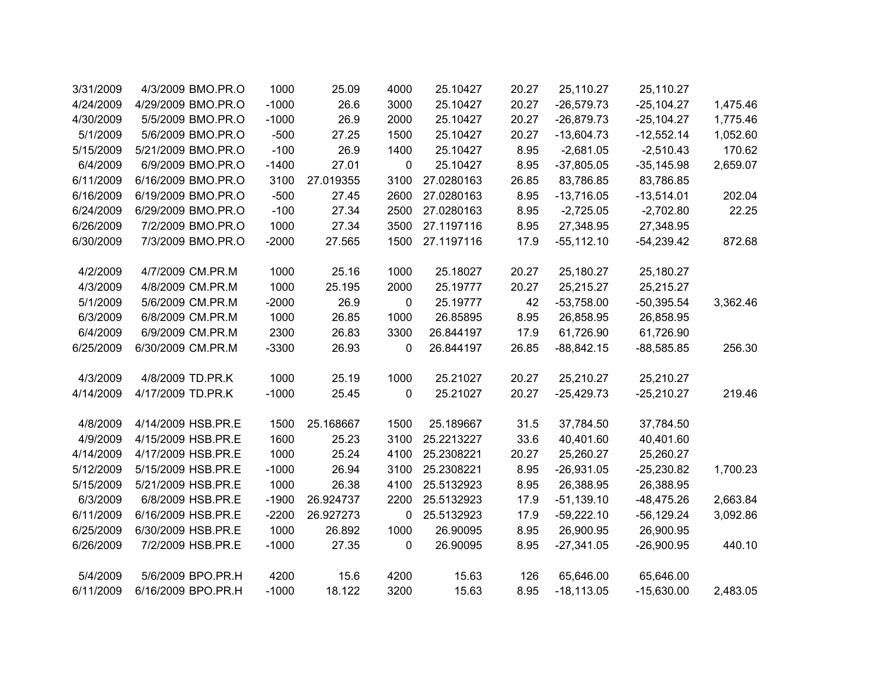| | | | | | | | | | | |
|---|---|---|---|---|---|---|---|---|---|---|
| 3/31/2009 | 4/3/2009 | BMO.PR.O | 1000 | 25.09 | 4000 | 25.10427 | 20.27 | 25,110.27 | 25,110.27 | |
| 4/24/2009 | 4/29/2009 | BMO.PR.O | -1000 | 26.6 | 3000 | 25.10427 | 20.27 | -26,579.73 | -25,104.27 | 1,475.46 |
| 4/30/2009 | 5/5/2009 | BMO.PR.O | -1000 | 26.9 | 2000 | 25.10427 | 20.27 | -26,879.73 | -25,104.27 | 1,775.46 |
| 5/1/2009 | 5/6/2009 | BMO.PR.O | -500 | 27.25 | 1500 | 25.10427 | 20.27 | -13,604.73 | -12,552.14 | 1,052.60 |
| 5/15/2009 | 5/21/2009 | BMO.PR.O | -100 | 26.9 | 1400 | 25.10427 | 8.95 | -2,681.05 | -2,510.43 | 170.62 |
| 6/4/2009 | 6/9/2009 | BMO.PR.O | -1400 | 27.01 | 0 | 25.10427 | 8.95 | -37,805.05 | -35,145.98 | 2,659.07 |
| 6/11/2009 | 6/16/2009 | BMO.PR.O | 3100 | 27.019355 | 3100 | 27.0280163 | 26.85 | 83,786.85 | 83,786.85 | |
| 6/16/2009 | 6/19/2009 | BMO.PR.O | -500 | 27.45 | 2600 | 27.0280163 | 8.95 | -13,716.05 | -13,514.01 | 202.04 |
| 6/24/2009 | 6/29/2009 | BMO.PR.O | -100 | 27.34 | 2500 | 27.0280163 | 8.95 | -2,725.05 | -2,702.80 | 22.25 |
| 6/26/2009 | 7/2/2009 | BMO.PR.O | 1000 | 27.34 | 3500 | 27.1197116 | 8.95 | 27,348.95 | 27,348.95 | |
| 6/30/2009 | 7/3/2009 | BMO.PR.O | -2000 | 27.565 | 1500 | 27.1197116 | 17.9 | -55,112.10 | -54,239.42 | 872.68 |
| | | | | | | | | | | |
| 4/2/2009 | 4/7/2009 | CM.PR.M | 1000 | 25.16 | 1000 | 25.18027 | 20.27 | 25,180.27 | 25,180.27 | |
| 4/3/2009 | 4/8/2009 | CM.PR.M | 1000 | 25.195 | 2000 | 25.19777 | 20.27 | 25,215.27 | 25,215.27 | |
| 5/1/2009 | 5/6/2009 | CM.PR.M | -2000 | 26.9 | 0 | 25.19777 | 42 | -53,758.00 | -50,395.54 | 3,362.46 |
| 6/3/2009 | 6/8/2009 | CM.PR.M | 1000 | 26.85 | 1000 | 26.85895 | 8.95 | 26,858.95 | 26,858.95 | |
| 6/4/2009 | 6/9/2009 | CM.PR.M | 2300 | 26.83 | 3300 | 26.844197 | 17.9 | 61,726.90 | 61,726.90 | |
| 6/25/2009 | 6/30/2009 | CM.PR.M | -3300 | 26.93 | 0 | 26.844197 | 26.85 | -88,842.15 | -88,585.85 | 256.30 |
| | | | | | | | | | | |
| 4/3/2009 | 4/8/2009 | TD.PR.K | 1000 | 25.19 | 1000 | 25.21027 | 20.27 | 25,210.27 | 25,210.27 | |
| 4/14/2009 | 4/17/2009 | TD.PR.K | -1000 | 25.45 | 0 | 25.21027 | 20.27 | -25,429.73 | -25,210.27 | 219.46 |
| | | | | | | | | | | |
| 4/8/2009 | 4/14/2009 | HSB.PR.E | 1500 | 25.168667 | 1500 | 25.189667 | 31.5 | 37,784.50 | 37,784.50 | |
| 4/9/2009 | 4/15/2009 | HSB.PR.E | 1600 | 25.23 | 3100 | 25.2213227 | 33.6 | 40,401.60 | 40,401.60 | |
| 4/14/2009 | 4/17/2009 | HSB.PR.E | 1000 | 25.24 | 4100 | 25.2308221 | 20.27 | 25,260.27 | 25,260.27 | |
| 5/12/2009 | 5/15/2009 | HSB.PR.E | -1000 | 26.94 | 3100 | 25.2308221 | 8.95 | -26,931.05 | -25,230.82 | 1,700.23 |
| 5/15/2009 | 5/21/2009 | HSB.PR.E | 1000 | 26.38 | 4100 | 25.5132923 | 8.95 | 26,388.95 | 26,388.95 | |
| 6/3/2009 | 6/8/2009 | HSB.PR.E | -1900 | 26.924737 | 2200 | 25.5132923 | 17.9 | -51,139.10 | -48,475.26 | 2,663.84 |
| 6/11/2009 | 6/16/2009 | HSB.PR.E | -2200 | 26.927273 | 0 | 25.5132923 | 17.9 | -59,222.10 | -56,129.24 | 3,092.86 |
| 6/25/2009 | 6/30/2009 | HSB.PR.E | 1000 | 26.892 | 1000 | 26.90095 | 8.95 | 26,900.95 | 26,900.95 | |
| 6/26/2009 | 7/2/2009 | HSB.PR.E | -1000 | 27.35 | 0 | 26.90095 | 8.95 | -27,341.05 | -26,900.95 | 440.10 |
| | | | | | | | | | | |
| 5/4/2009 | 5/6/2009 | BPO.PR.H | 4200 | 15.6 | 4200 | 15.63 | 126 | 65,646.00 | 65,646.00 | |
| 6/11/2009 | 6/16/2009 | BPO.PR.H | -1000 | 18.122 | 3200 | 15.63 | 8.95 | -18,113.05 | -15,630.00 | 2,483.05 |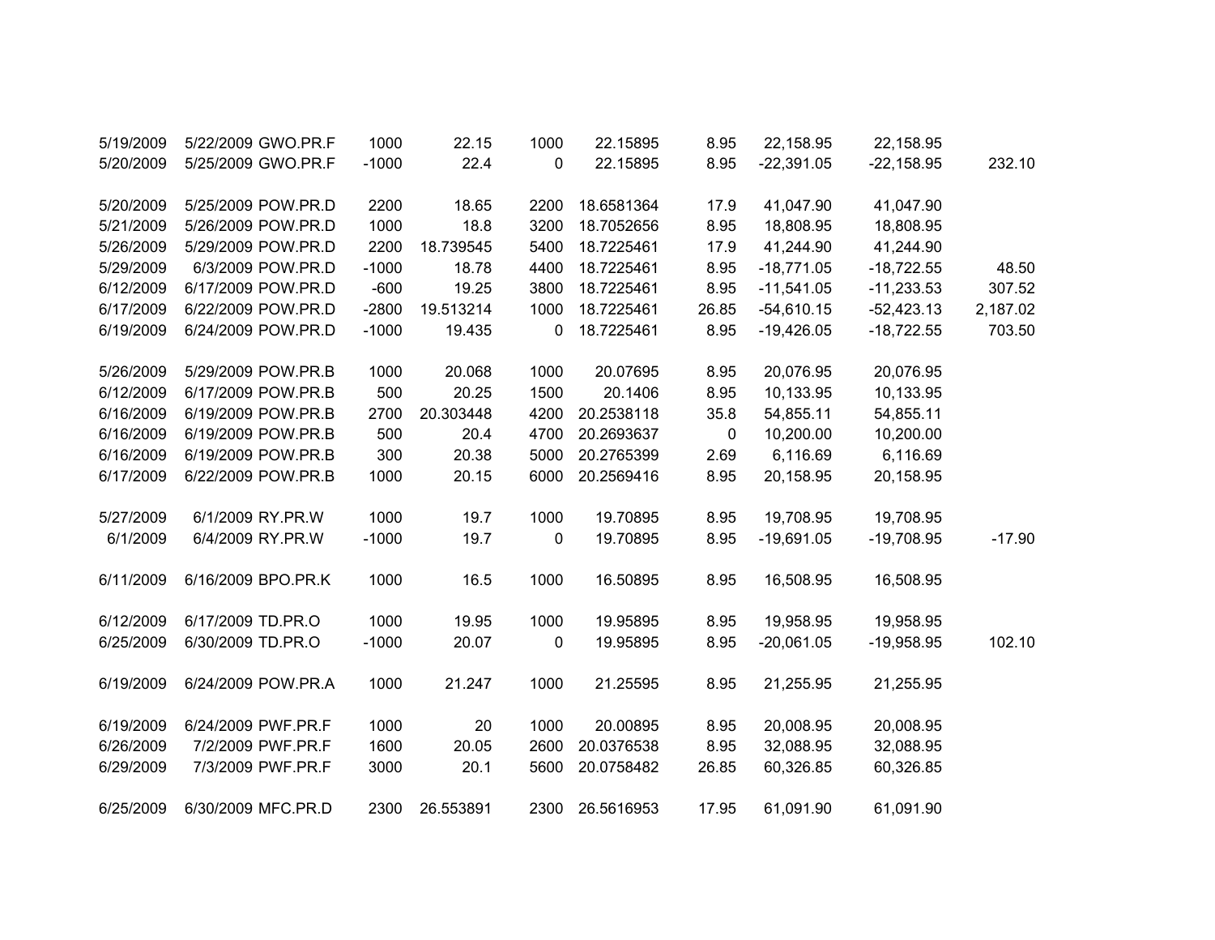| | | | | | | | | | | |
|---|---|---|---|---|---|---|---|---|---|---|
| 5/19/2009 | 5/22/2009 | GWO.PR.F | 1000 | 22.15 | 1000 | 22.15895 | 8.95 | 22,158.95 | 22,158.95 | |
| 5/20/2009 | 5/25/2009 | GWO.PR.F | -1000 | 22.4 | 0 | 22.15895 | 8.95 | -22,391.05 | -22,158.95 | 232.10 |
| | | | | | | | | | | |
| 5/20/2009 | 5/25/2009 | POW.PR.D | 2200 | 18.65 | 2200 | 18.6581364 | 17.9 | 41,047.90 | 41,047.90 | |
| 5/21/2009 | 5/26/2009 | POW.PR.D | 1000 | 18.8 | 3200 | 18.7052656 | 8.95 | 18,808.95 | 18,808.95 | |
| 5/26/2009 | 5/29/2009 | POW.PR.D | 2200 | 18.739545 | 5400 | 18.7225461 | 17.9 | 41,244.90 | 41,244.90 | |
| 5/29/2009 | 6/3/2009 | POW.PR.D | -1000 | 18.78 | 4400 | 18.7225461 | 8.95 | -18,771.05 | -18,722.55 | 48.50 |
| 6/12/2009 | 6/17/2009 | POW.PR.D | -600 | 19.25 | 3800 | 18.7225461 | 8.95 | -11,541.05 | -11,233.53 | 307.52 |
| 6/17/2009 | 6/22/2009 | POW.PR.D | -2800 | 19.513214 | 1000 | 18.7225461 | 26.85 | -54,610.15 | -52,423.13 | 2,187.02 |
| 6/19/2009 | 6/24/2009 | POW.PR.D | -1000 | 19.435 | 0 | 18.7225461 | 8.95 | -19,426.05 | -18,722.55 | 703.50 |
| | | | | | | | | | | |
| 5/26/2009 | 5/29/2009 | POW.PR.B | 1000 | 20.068 | 1000 | 20.07695 | 8.95 | 20,076.95 | 20,076.95 | |
| 6/12/2009 | 6/17/2009 | POW.PR.B | 500 | 20.25 | 1500 | 20.1406 | 8.95 | 10,133.95 | 10,133.95 | |
| 6/16/2009 | 6/19/2009 | POW.PR.B | 2700 | 20.303448 | 4200 | 20.2538118 | 35.8 | 54,855.11 | 54,855.11 | |
| 6/16/2009 | 6/19/2009 | POW.PR.B | 500 | 20.4 | 4700 | 20.2693637 | 0 | 10,200.00 | 10,200.00 | |
| 6/16/2009 | 6/19/2009 | POW.PR.B | 300 | 20.38 | 5000 | 20.2765399 | 2.69 | 6,116.69 | 6,116.69 | |
| 6/17/2009 | 6/22/2009 | POW.PR.B | 1000 | 20.15 | 6000 | 20.2569416 | 8.95 | 20,158.95 | 20,158.95 | |
| | | | | | | | | | | |
| 5/27/2009 | 6/1/2009 | RY.PR.W | 1000 | 19.7 | 1000 | 19.70895 | 8.95 | 19,708.95 | 19,708.95 | |
| 6/1/2009 | 6/4/2009 | RY.PR.W | -1000 | 19.7 | 0 | 19.70895 | 8.95 | -19,691.05 | -19,708.95 | -17.90 |
| | | | | | | | | | | |
| 6/11/2009 | 6/16/2009 | BPO.PR.K | 1000 | 16.5 | 1000 | 16.50895 | 8.95 | 16,508.95 | 16,508.95 | |
| | | | | | | | | | | |
| 6/12/2009 | 6/17/2009 | TD.PR.O | 1000 | 19.95 | 1000 | 19.95895 | 8.95 | 19,958.95 | 19,958.95 | |
| 6/25/2009 | 6/30/2009 | TD.PR.O | -1000 | 20.07 | 0 | 19.95895 | 8.95 | -20,061.05 | -19,958.95 | 102.10 |
| | | | | | | | | | | |
| 6/19/2009 | 6/24/2009 | POW.PR.A | 1000 | 21.247 | 1000 | 21.25595 | 8.95 | 21,255.95 | 21,255.95 | |
| | | | | | | | | | | |
| 6/19/2009 | 6/24/2009 | PWF.PR.F | 1000 | 20 | 1000 | 20.00895 | 8.95 | 20,008.95 | 20,008.95 | |
| 6/26/2009 | 7/2/2009 | PWF.PR.F | 1600 | 20.05 | 2600 | 20.0376538 | 8.95 | 32,088.95 | 32,088.95 | |
| 6/29/2009 | 7/3/2009 | PWF.PR.F | 3000 | 20.1 | 5600 | 20.0758482 | 26.85 | 60,326.85 | 60,326.85 | |
| | | | | | | | | | | |
| 6/25/2009 | 6/30/2009 | MFC.PR.D | 2300 | 26.553891 | 2300 | 26.5616953 | 17.95 | 61,091.90 | 61,091.90 | |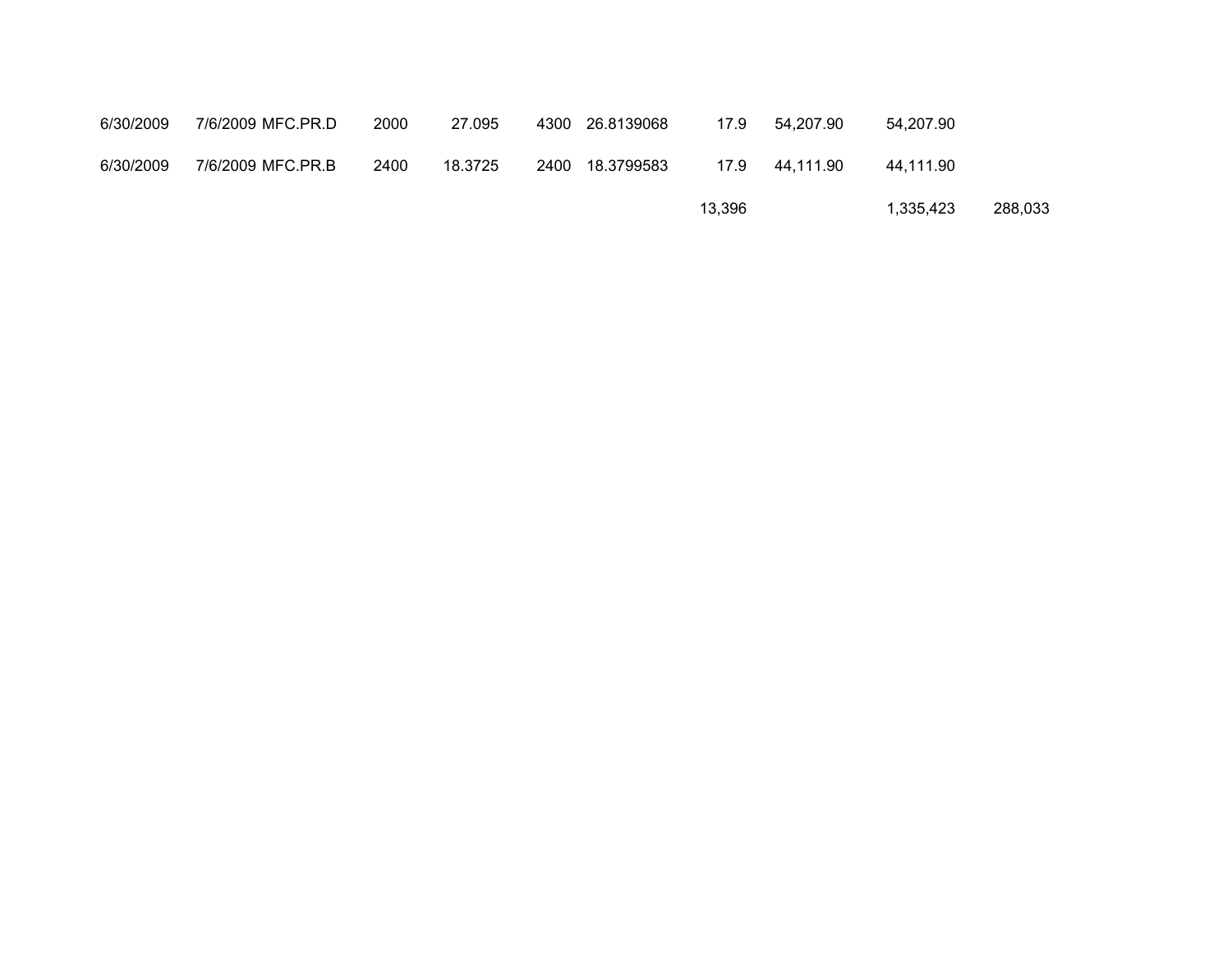| | | | | | | | | | | |
|---|---|---|---|---|---|---|---|---|---|---|
| 6/30/2009 | 7/6/2009 | MFC.PR.D | 2000 | 27.095 | 4300 | 26.8139068 | 17.9 | 54,207.90 | 54,207.90 | |
| 6/30/2009 | 7/6/2009 | MFC.PR.B | 2400 | 18.3725 | 2400 | 18.3799583 | 17.9 | 44,111.90 | 44,111.90 | |
| | | | | | | | 13,396 | | 1,335,423 | 288,033 |